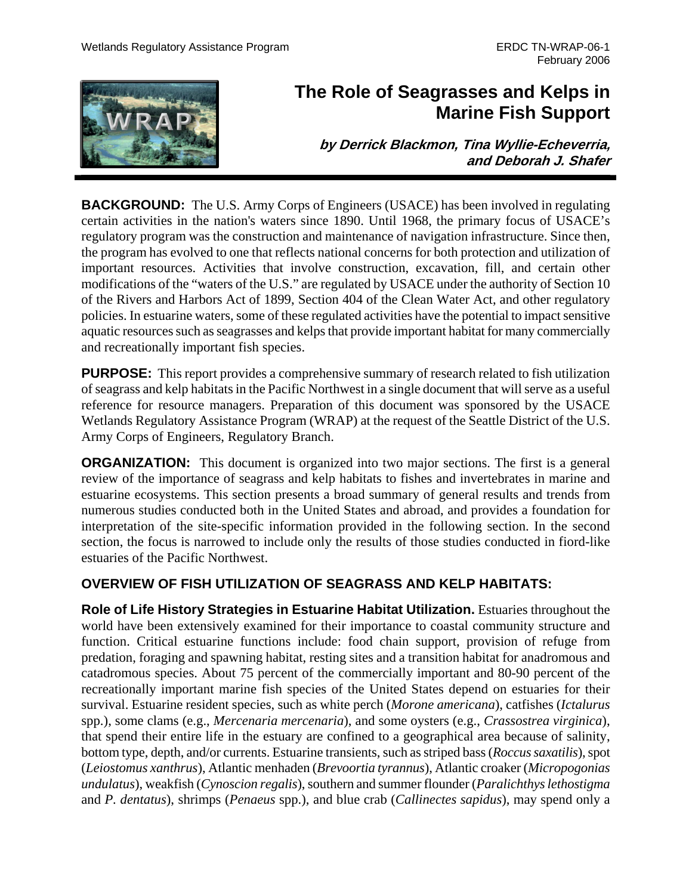# The Role of Seagrasses and Kelps in Marine Fish Support

***by Derrick Blackmon, Tina Wyllie-Echeverria, and Deborah J. Shafer***

**BACKGROUND:** The U.S. Army Corps of Engineers (USACE) has been involved in regulating certain activities in the nation's waters since 1890. Until 1968, the primary focus of USACE's regulatory program was the construction and maintenance of navigation infrastructure. Since then, the program has evolved to one that reflects national concerns for both protection and utilization of important resources. Activities that involve construction, excavation, fill, and certain other modifications of the "waters of the U.S." are regulated by USACE under the authority of Section 10 of the Rivers and Harbors Act of 1899, Section 404 of the Clean Water Act, and other regulatory policies. In estuarine waters, some of these regulated activities have the potential to impact sensitive aquatic resources such as seagrasses and kelps that provide important habitat for many commercially and recreationally important fish species.

**PURPOSE:** This report provides a comprehensive summary of research related to fish utilization of seagrass and kelp habitats in the Pacific Northwest in a single document that will serve as a useful reference for resource managers. Preparation of this document was sponsored by the USACE Wetlands Regulatory Assistance Program (WRAP) at the request of the Seattle District of the U.S. Army Corps of Engineers, Regulatory Branch.

**ORGANIZATION:** This document is organized into two major sections. The first is a general review of the importance of seagrass and kelp habitats to fishes and invertebrates in marine and estuarine ecosystems. This section presents a broad summary of general results and trends from numerous studies conducted both in the United States and abroad, and provides a foundation for interpretation of the site-specific information provided in the following section. In the second section, the focus is narrowed to include only the results of those studies conducted in fiord-like estuaries of the Pacific Northwest.

## OVERVIEW OF FISH UTILIZATION OF SEAGRASS AND KELP HABITATS:

**Role of Life History Strategies in Estuarine Habitat Utilization.** Estuaries throughout the world have been extensively examined for their importance to coastal community structure and function. Critical estuarine functions include: food chain support, provision of refuge from predation, foraging and spawning habitat, resting sites and a transition habitat for anadromous and catadromous species. About 75 percent of the commercially important and 80-90 percent of the recreationally important marine fish species of the United States depend on estuaries for their survival. Estuarine resident species, such as white perch (*Morone americana*), catfishes (*Ictalurus* spp.), some clams (e.g., *Mercenaria mercenaria*), and some oysters (e.g., *Crassostrea virginica*), that spend their entire life in the estuary are confined to a geographical area because of salinity, bottom type, depth, and/or currents. Estuarine transients, such as striped bass (*Roccus saxatilis*), spot (*Leiostomus xanthrus*), Atlantic menhaden (*Brevoortia tyrannus*), Atlantic croaker (*Micropogonias undulatus*), weakfish (*Cynoscion regalis*), southern and summer flounder (*Paralichthys lethostigma* and *P. dentatus*), shrimps (*Penaeus* spp.), and blue crab (*Callinectes sapidus*), may spend only a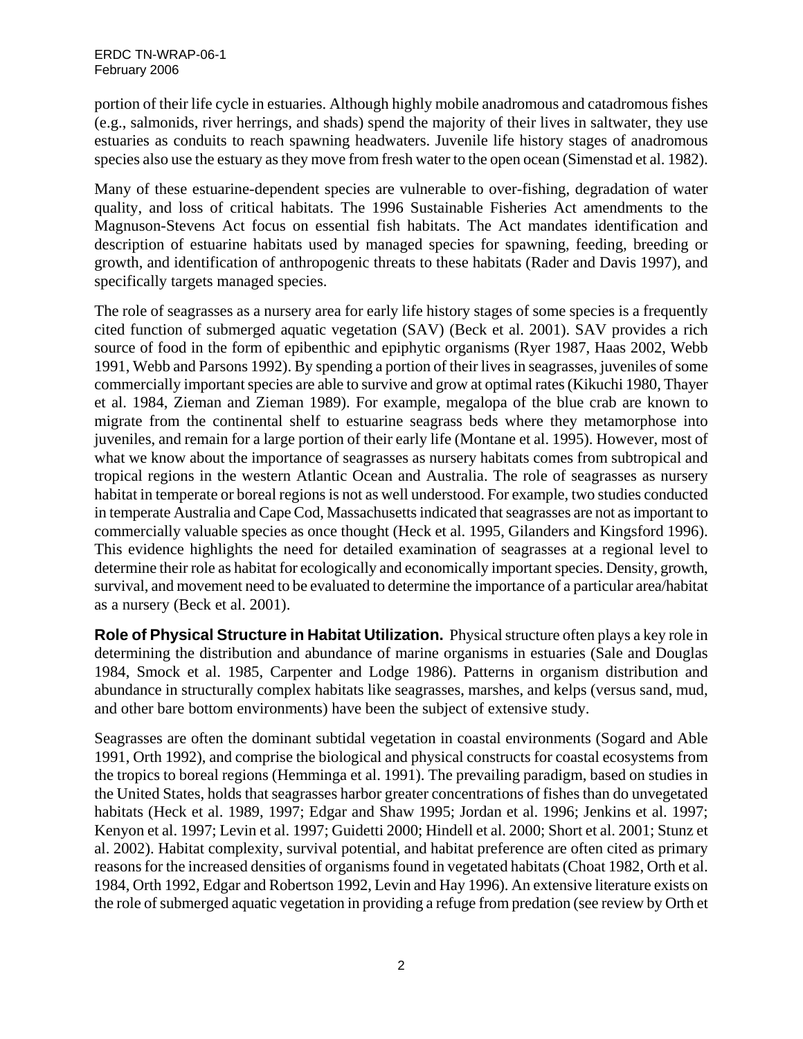portion of their life cycle in estuaries. Although highly mobile anadromous and catadromous fishes (e.g., salmonids, river herrings, and shads) spend the majority of their lives in saltwater, they use estuaries as conduits to reach spawning headwaters. Juvenile life history stages of anadromous species also use the estuary as they move from fresh water to the open ocean (Simenstad et al. 1982).

Many of these estuarine-dependent species are vulnerable to over-fishing, degradation of water quality, and loss of critical habitats. The 1996 Sustainable Fisheries Act amendments to the Magnuson-Stevens Act focus on essential fish habitats. The Act mandates identification and description of estuarine habitats used by managed species for spawning, feeding, breeding or growth, and identification of anthropogenic threats to these habitats (Rader and Davis 1997), and specifically targets managed species.

The role of seagrasses as a nursery area for early life history stages of some species is a frequently cited function of submerged aquatic vegetation (SAV) (Beck et al. 2001). SAV provides a rich source of food in the form of epibenthic and epiphytic organisms (Ryer 1987, Haas 2002, Webb 1991, Webb and Parsons 1992). By spending a portion of their lives in seagrasses, juveniles of some commercially important species are able to survive and grow at optimal rates (Kikuchi 1980, Thayer et al. 1984, Zieman and Zieman 1989). For example, megalopa of the blue crab are known to migrate from the continental shelf to estuarine seagrass beds where they metamorphose into juveniles, and remain for a large portion of their early life (Montane et al. 1995). However, most of what we know about the importance of seagrasses as nursery habitats comes from subtropical and tropical regions in the western Atlantic Ocean and Australia. The role of seagrasses as nursery habitat in temperate or boreal regions is not as well understood. For example, two studies conducted in temperate Australia and Cape Cod, Massachusetts indicated that seagrasses are not as important to commercially valuable species as once thought (Heck et al. 1995, Gilanders and Kingsford 1996). This evidence highlights the need for detailed examination of seagrasses at a regional level to determine their role as habitat for ecologically and economically important species. Density, growth, survival, and movement need to be evaluated to determine the importance of a particular area/habitat as a nursery (Beck et al. 2001).

**Role of Physical Structure in Habitat Utilization.** Physical structure often plays a key role in determining the distribution and abundance of marine organisms in estuaries (Sale and Douglas 1984, Smock et al. 1985, Carpenter and Lodge 1986). Patterns in organism distribution and abundance in structurally complex habitats like seagrasses, marshes, and kelps (versus sand, mud, and other bare bottom environments) have been the subject of extensive study.

Seagrasses are often the dominant subtidal vegetation in coastal environments (Sogard and Able 1991, Orth 1992), and comprise the biological and physical constructs for coastal ecosystems from the tropics to boreal regions (Hemminga et al. 1991). The prevailing paradigm, based on studies in the United States, holds that seagrasses harbor greater concentrations of fishes than do unvegetated habitats (Heck et al. 1989, 1997; Edgar and Shaw 1995; Jordan et al. 1996; Jenkins et al. 1997; Kenyon et al. 1997; Levin et al. 1997; Guidetti 2000; Hindell et al. 2000; Short et al. 2001; Stunz et al. 2002). Habitat complexity, survival potential, and habitat preference are often cited as primary reasons for the increased densities of organisms found in vegetated habitats (Choat 1982, Orth et al. 1984, Orth 1992, Edgar and Robertson 1992, Levin and Hay 1996). An extensive literature exists on the role of submerged aquatic vegetation in providing a refuge from predation (see review by Orth et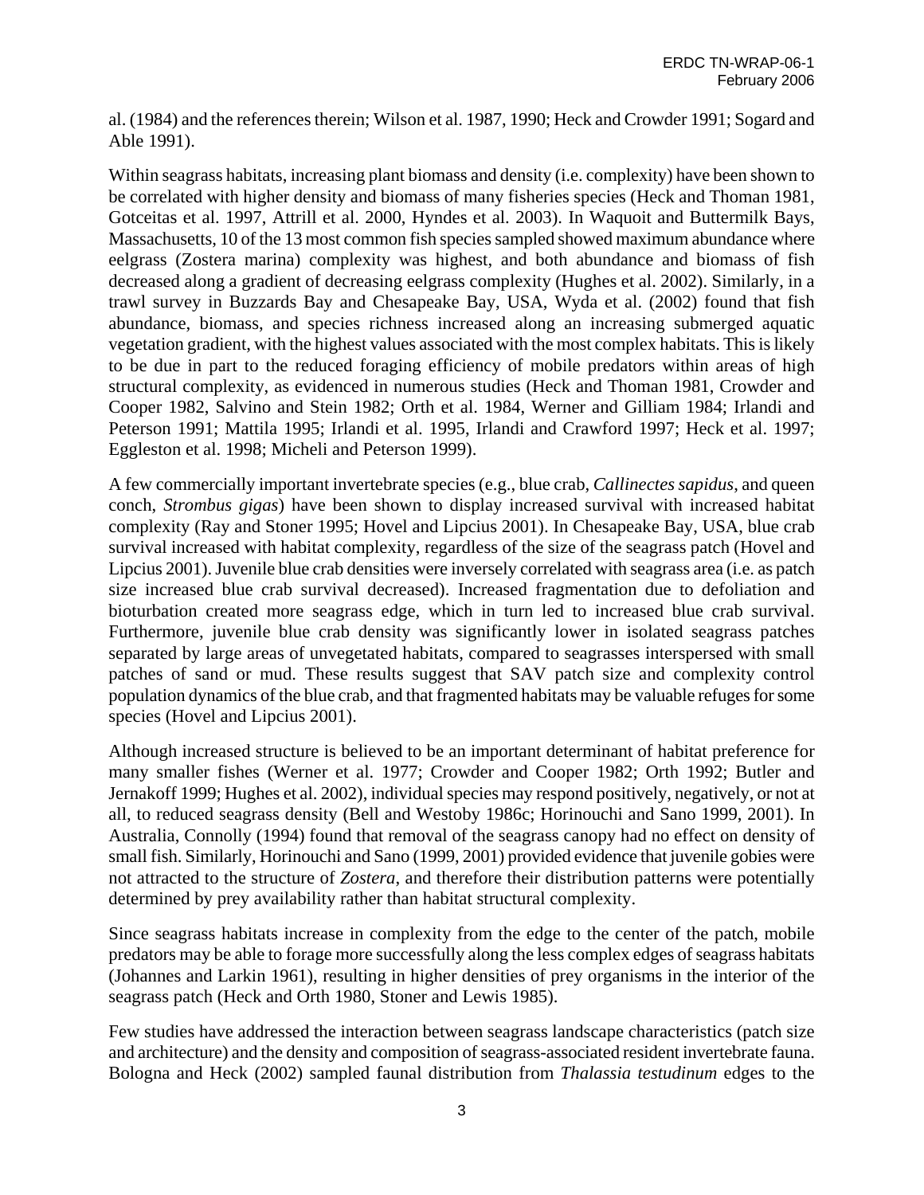al. (1984) and the references therein; Wilson et al. 1987, 1990; Heck and Crowder 1991; Sogard and Able 1991).

Within seagrass habitats, increasing plant biomass and density (i.e. complexity) have been shown to be correlated with higher density and biomass of many fisheries species (Heck and Thoman 1981, Gotceitas et al. 1997, Attrill et al. 2000, Hyndes et al. 2003). In Waquoit and Buttermilk Bays, Massachusetts, 10 of the 13 most common fish species sampled showed maximum abundance where eelgrass (Zostera marina) complexity was highest, and both abundance and biomass of fish decreased along a gradient of decreasing eelgrass complexity (Hughes et al. 2002). Similarly, in a trawl survey in Buzzards Bay and Chesapeake Bay, USA, Wyda et al. (2002) found that fish abundance, biomass, and species richness increased along an increasing submerged aquatic vegetation gradient, with the highest values associated with the most complex habitats. This is likely to be due in part to the reduced foraging efficiency of mobile predators within areas of high structural complexity, as evidenced in numerous studies (Heck and Thoman 1981, Crowder and Cooper 1982, Salvino and Stein 1982; Orth et al. 1984, Werner and Gilliam 1984; Irlandi and Peterson 1991; Mattila 1995; Irlandi et al. 1995, Irlandi and Crawford 1997; Heck et al. 1997; Eggleston et al. 1998; Micheli and Peterson 1999).

A few commercially important invertebrate species (e.g., blue crab, *Callinectes sapidus*, and queen conch, *Strombus gigas*) have been shown to display increased survival with increased habitat complexity (Ray and Stoner 1995; Hovel and Lipcius 2001). In Chesapeake Bay, USA, blue crab survival increased with habitat complexity, regardless of the size of the seagrass patch (Hovel and Lipcius 2001). Juvenile blue crab densities were inversely correlated with seagrass area (i.e. as patch size increased blue crab survival decreased). Increased fragmentation due to defoliation and bioturbation created more seagrass edge, which in turn led to increased blue crab survival. Furthermore, juvenile blue crab density was significantly lower in isolated seagrass patches separated by large areas of unvegetated habitats, compared to seagrasses interspersed with small patches of sand or mud. These results suggest that SAV patch size and complexity control population dynamics of the blue crab, and that fragmented habitats may be valuable refuges for some species (Hovel and Lipcius 2001).

Although increased structure is believed to be an important determinant of habitat preference for many smaller fishes (Werner et al. 1977; Crowder and Cooper 1982; Orth 1992; Butler and Jernakoff 1999; Hughes et al. 2002), individual species may respond positively, negatively, or not at all, to reduced seagrass density (Bell and Westoby 1986c; Horinouchi and Sano 1999, 2001). In Australia, Connolly (1994) found that removal of the seagrass canopy had no effect on density of small fish. Similarly, Horinouchi and Sano (1999, 2001) provided evidence that juvenile gobies were not attracted to the structure of *Zostera*, and therefore their distribution patterns were potentially determined by prey availability rather than habitat structural complexity.

Since seagrass habitats increase in complexity from the edge to the center of the patch, mobile predators may be able to forage more successfully along the less complex edges of seagrass habitats (Johannes and Larkin 1961), resulting in higher densities of prey organisms in the interior of the seagrass patch (Heck and Orth 1980, Stoner and Lewis 1985).

Few studies have addressed the interaction between seagrass landscape characteristics (patch size and architecture) and the density and composition of seagrass-associated resident invertebrate fauna. Bologna and Heck (2002) sampled faunal distribution from *Thalassia testudinum* edges to the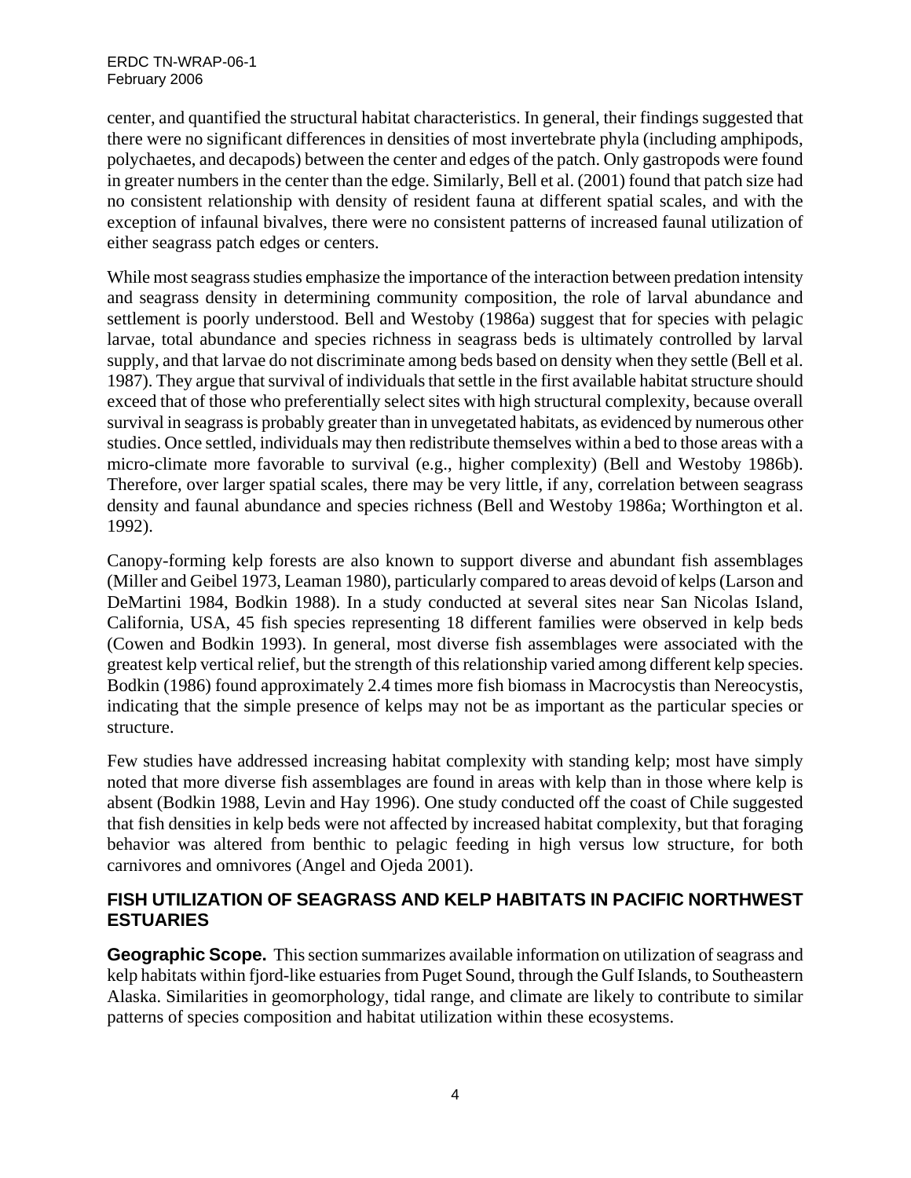center, and quantified the structural habitat characteristics. In general, their findings suggested that there were no significant differences in densities of most invertebrate phyla (including amphipods, polychaetes, and decapods) between the center and edges of the patch. Only gastropods were found in greater numbers in the center than the edge. Similarly, Bell et al. (2001) found that patch size had no consistent relationship with density of resident fauna at different spatial scales, and with the exception of infaunal bivalves, there were no consistent patterns of increased faunal utilization of either seagrass patch edges or centers.

While most seagrass studies emphasize the importance of the interaction between predation intensity and seagrass density in determining community composition, the role of larval abundance and settlement is poorly understood. Bell and Westoby (1986a) suggest that for species with pelagic larvae, total abundance and species richness in seagrass beds is ultimately controlled by larval supply, and that larvae do not discriminate among beds based on density when they settle (Bell et al. 1987). They argue that survival of individuals that settle in the first available habitat structure should exceed that of those who preferentially select sites with high structural complexity, because overall survival in seagrass is probably greater than in unvegetated habitats, as evidenced by numerous other studies. Once settled, individuals may then redistribute themselves within a bed to those areas with a micro-climate more favorable to survival (e.g., higher complexity) (Bell and Westoby 1986b). Therefore, over larger spatial scales, there may be very little, if any, correlation between seagrass density and faunal abundance and species richness (Bell and Westoby 1986a; Worthington et al. 1992).

Canopy-forming kelp forests are also known to support diverse and abundant fish assemblages (Miller and Geibel 1973, Leaman 1980), particularly compared to areas devoid of kelps (Larson and DeMartini 1984, Bodkin 1988). In a study conducted at several sites near San Nicolas Island, California, USA, 45 fish species representing 18 different families were observed in kelp beds (Cowen and Bodkin 1993). In general, most diverse fish assemblages were associated with the greatest kelp vertical relief, but the strength of this relationship varied among different kelp species. Bodkin (1986) found approximately 2.4 times more fish biomass in Macrocystis than Nereocystis, indicating that the simple presence of kelps may not be as important as the particular species or structure.

Few studies have addressed increasing habitat complexity with standing kelp; most have simply noted that more diverse fish assemblages are found in areas with kelp than in those where kelp is absent (Bodkin 1988, Levin and Hay 1996). One study conducted off the coast of Chile suggested that fish densities in kelp beds were not affected by increased habitat complexity, but that foraging behavior was altered from benthic to pelagic feeding in high versus low structure, for both carnivores and omnivores (Angel and Ojeda 2001).

## FISH UTILIZATION OF SEAGRASS AND KELP HABITATS IN PACIFIC NORTHWEST ESTUARIES

**Geographic Scope.** This section summarizes available information on utilization of seagrass and kelp habitats within fjord-like estuaries from Puget Sound, through the Gulf Islands, to Southeastern Alaska. Similarities in geomorphology, tidal range, and climate are likely to contribute to similar patterns of species composition and habitat utilization within these ecosystems.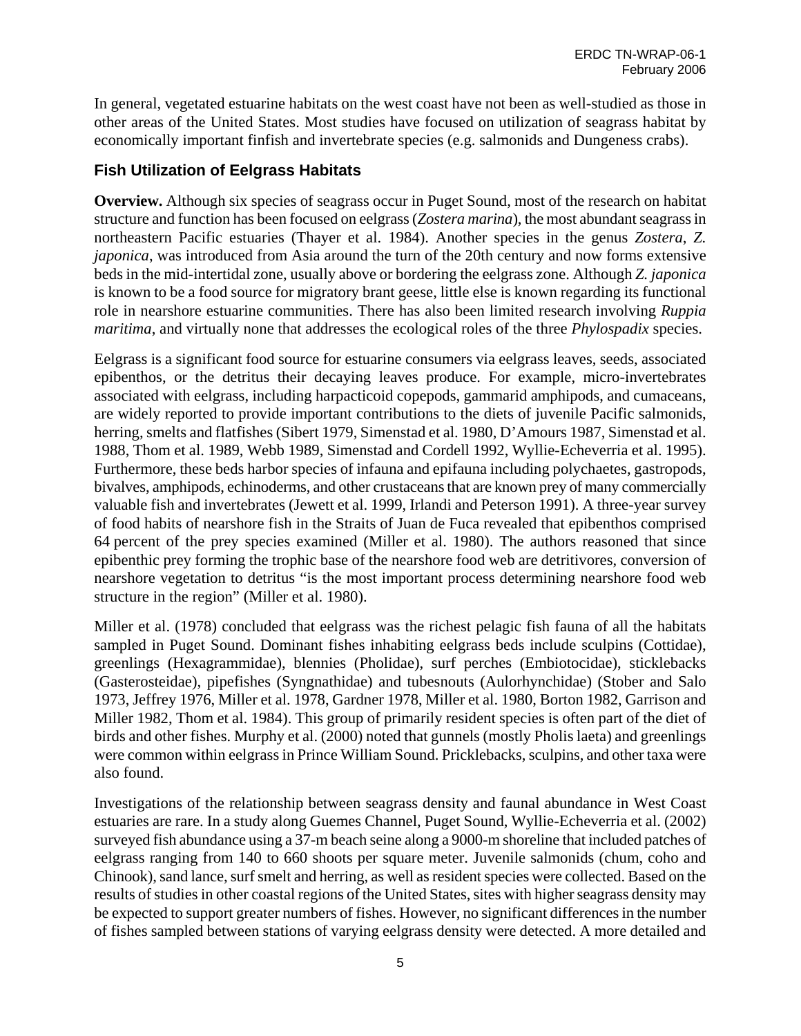In general, vegetated estuarine habitats on the west coast have not been as well-studied as those in other areas of the United States. Most studies have focused on utilization of seagrass habitat by economically important finfish and invertebrate species (e.g. salmonids and Dungeness crabs).

## Fish Utilization of Eelgrass Habitats

**Overview.** Although six species of seagrass occur in Puget Sound, most of the research on habitat structure and function has been focused on eelgrass (*Zostera marina*), the most abundant seagrass in northeastern Pacific estuaries (Thayer et al. 1984). Another species in the genus *Zostera*, *Z. japonica*, was introduced from Asia around the turn of the 20th century and now forms extensive beds in the mid-intertidal zone, usually above or bordering the eelgrass zone. Although *Z. japonica* is known to be a food source for migratory brant geese, little else is known regarding its functional role in nearshore estuarine communities. There has also been limited research involving *Ruppia maritima*, and virtually none that addresses the ecological roles of the three *Phylospadix* species.

Eelgrass is a significant food source for estuarine consumers via eelgrass leaves, seeds, associated epibenthos, or the detritus their decaying leaves produce. For example, micro-invertebrates associated with eelgrass, including harpacticoid copepods, gammarid amphipods, and cumaceans, are widely reported to provide important contributions to the diets of juvenile Pacific salmonids, herring, smelts and flatfishes (Sibert 1979, Simenstad et al. 1980, D'Amours 1987, Simenstad et al. 1988, Thom et al. 1989, Webb 1989, Simenstad and Cordell 1992, Wyllie-Echeverria et al. 1995). Furthermore, these beds harbor species of infauna and epifauna including polychaetes, gastropods, bivalves, amphipods, echinoderms, and other crustaceans that are known prey of many commercially valuable fish and invertebrates (Jewett et al. 1999, Irlandi and Peterson 1991). A three-year survey of food habits of nearshore fish in the Straits of Juan de Fuca revealed that epibenthos comprised 64 percent of the prey species examined (Miller et al. 1980). The authors reasoned that since epibenthic prey forming the trophic base of the nearshore food web are detritivores, conversion of nearshore vegetation to detritus "is the most important process determining nearshore food web structure in the region" (Miller et al. 1980).

Miller et al. (1978) concluded that eelgrass was the richest pelagic fish fauna of all the habitats sampled in Puget Sound. Dominant fishes inhabiting eelgrass beds include sculpins (Cottidae), greenlings (Hexagrammidae), blennies (Pholidae), surf perches (Embiotocidae), sticklebacks (Gasterosteidae), pipefishes (Syngnathidae) and tubesnouts (Aulorhynchidae) (Stober and Salo 1973, Jeffrey 1976, Miller et al. 1978, Gardner 1978, Miller et al. 1980, Borton 1982, Garrison and Miller 1982, Thom et al. 1984). This group of primarily resident species is often part of the diet of birds and other fishes. Murphy et al. (2000) noted that gunnels (mostly Pholis laeta) and greenlings were common within eelgrass in Prince William Sound. Pricklebacks, sculpins, and other taxa were also found.

Investigations of the relationship between seagrass density and faunal abundance in West Coast estuaries are rare. In a study along Guemes Channel, Puget Sound, Wyllie-Echeverria et al. (2002) surveyed fish abundance using a 37-m beach seine along a 9000-m shoreline that included patches of eelgrass ranging from 140 to 660 shoots per square meter. Juvenile salmonids (chum, coho and Chinook), sand lance, surf smelt and herring, as well as resident species were collected. Based on the results of studies in other coastal regions of the United States, sites with higher seagrass density may be expected to support greater numbers of fishes. However, no significant differences in the number of fishes sampled between stations of varying eelgrass density were detected. A more detailed and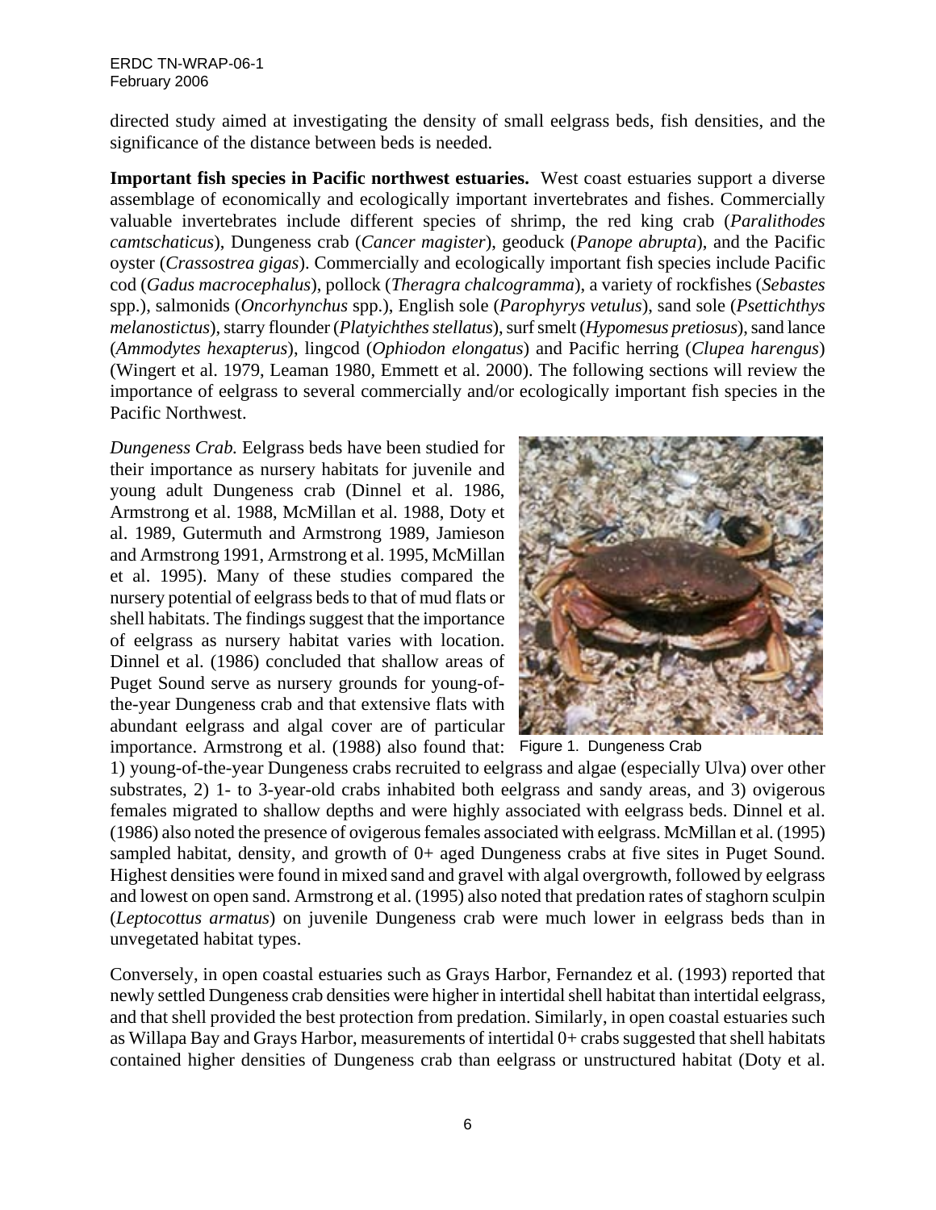directed study aimed at investigating the density of small eelgrass beds, fish densities, and the significance of the distance between beds is needed.

**Important fish species in Pacific northwest estuaries.** West coast estuaries support a diverse assemblage of economically and ecologically important invertebrates and fishes. Commercially valuable invertebrates include different species of shrimp, the red king crab (*Paralithodes camtschaticus*), Dungeness crab (*Cancer magister*), geoduck (*Panope abrupta*), and the Pacific oyster (*Crassostrea gigas*). Commercially and ecologically important fish species include Pacific cod (*Gadus macrocephalus*), pollock (*Theragra chalcogramma*), a variety of rockfishes (*Sebastes* spp.), salmonids (*Oncorhynchus* spp.), English sole (*Parophyrys vetulus*), sand sole (*Psettichthys melanostictus*), starry flounder (*Platyichthes stellatus*), surf smelt (*Hypomesus pretiosus*), sand lance (*Ammodytes hexapterus*), lingcod (*Ophiodon elongatus*) and Pacific herring (*Clupea harengus*) (Wingert et al. 1979, Leaman 1980, Emmett et al. 2000). The following sections will review the importance of eelgrass to several commercially and/or ecologically important fish species in the Pacific Northwest.

*Dungeness Crab.* Eelgrass beds have been studied for their importance as nursery habitats for juvenile and young adult Dungeness crab (Dinnel et al. 1986, Armstrong et al. 1988, McMillan et al. 1988, Doty et al. 1989, Gutermuth and Armstrong 1989, Jamieson and Armstrong 1991, Armstrong et al. 1995, McMillan et al. 1995). Many of these studies compared the nursery potential of eelgrass beds to that of mud flats or shell habitats. The findings suggest that the importance of eelgrass as nursery habitat varies with location. Dinnel et al. (1986) concluded that shallow areas of Puget Sound serve as nursery grounds for young-of-the-year Dungeness crab and that extensive flats with abundant eelgrass and algal cover are of particular importance. Armstrong et al. (1988) also found that: 1) young-of-the-year Dungeness crabs recruited to eelgrass and algae (especially Ulva) over other substrates, 2) 1- to 3-year-old crabs inhabited both eelgrass and sandy areas, and 3) ovigerous females migrated to shallow depths and were highly associated with eelgrass beds. Dinnel et al. (1986) also noted the presence of ovigerous females associated with eelgrass. McMillan et al. (1995) sampled habitat, density, and growth of 0+ aged Dungeness crabs at five sites in Puget Sound. Highest densities were found in mixed sand and gravel with algal overgrowth, followed by eelgrass and lowest on open sand. Armstrong et al. (1995) also noted that predation rates of staghorn sculpin (*Leptocottus armatus*) on juvenile Dungeness crab were much lower in eelgrass beds than in unvegetated habitat types.

Figure 1. Dungeness Crab

Conversely, in open coastal estuaries such as Grays Harbor, Fernandez et al. (1993) reported that newly settled Dungeness crab densities were higher in intertidal shell habitat than intertidal eelgrass, and that shell provided the best protection from predation. Similarly, in open coastal estuaries such as Willapa Bay and Grays Harbor, measurements of intertidal 0+ crabs suggested that shell habitats contained higher densities of Dungeness crab than eelgrass or unstructured habitat (Doty et al.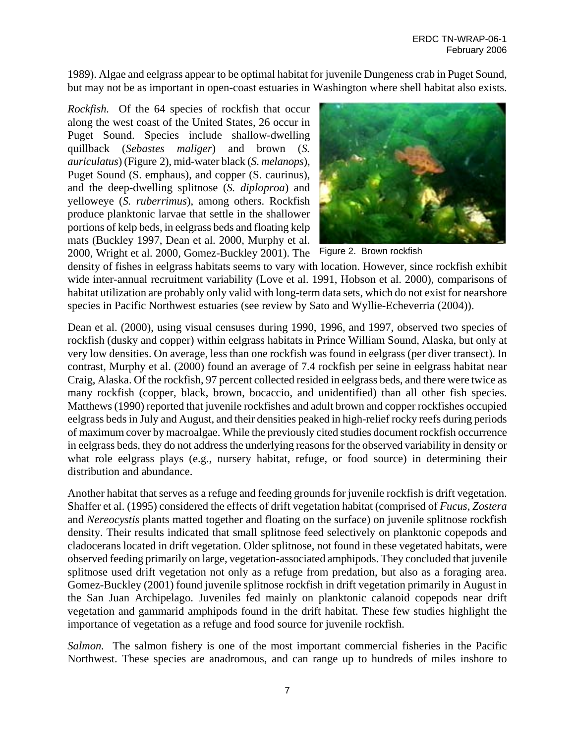1989). Algae and eelgrass appear to be optimal habitat for juvenile Dungeness crab in Puget Sound, but may not be as important in open-coast estuaries in Washington where shell habitat also exists.

*Rockfish.* Of the 64 species of rockfish that occur along the west coast of the United States, 26 occur in Puget Sound. Species include shallow-dwelling quillback (*Sebastes maliger*) and brown (*S. auriculatus*) (Figure 2), mid-water black (*S. melanops*), Puget Sound (S. emphaus), and copper (S. caurinus), and the deep-dwelling splitnose (*S. diploproa*) and yelloweye (*S. ruberrimus*), among others. Rockfish produce planktonic larvae that settle in the shallower portions of kelp beds, in eelgrass beds and floating kelp mats (Buckley 1997, Dean et al. 2000, Murphy et al. 2000, Wright et al. 2000, Gomez-Buckley 2001). The density of fishes in eelgrass habitats seems to vary with location. However, since rockfish exhibit wide inter-annual recruitment variability (Love et al. 1991, Hobson et al. 2000), comparisons of habitat utilization are probably only valid with long-term data sets, which do not exist for nearshore species in Pacific Northwest estuaries (see review by Sato and Wyllie-Echeverria (2004)).

Figure 2. Brown rockfish

Dean et al. (2000), using visual censuses during 1990, 1996, and 1997, observed two species of rockfish (dusky and copper) within eelgrass habitats in Prince William Sound, Alaska, but only at very low densities. On average, less than one rockfish was found in eelgrass (per diver transect). In contrast, Murphy et al. (2000) found an average of 7.4 rockfish per seine in eelgrass habitat near Craig, Alaska. Of the rockfish, 97 percent collected resided in eelgrass beds, and there were twice as many rockfish (copper, black, brown, bocaccio, and unidentified) than all other fish species. Matthews (1990) reported that juvenile rockfishes and adult brown and copper rockfishes occupied eelgrass beds in July and August, and their densities peaked in high-relief rocky reefs during periods of maximum cover by macroalgae. While the previously cited studies document rockfish occurrence in eelgrass beds, they do not address the underlying reasons for the observed variability in density or what role eelgrass plays (e.g., nursery habitat, refuge, or food source) in determining their distribution and abundance.

Another habitat that serves as a refuge and feeding grounds for juvenile rockfish is drift vegetation. Shaffer et al. (1995) considered the effects of drift vegetation habitat (comprised of *Fucus*, *Zostera* and *Nereocystis* plants matted together and floating on the surface) on juvenile splitnose rockfish density. Their results indicated that small splitnose feed selectively on planktonic copepods and cladocerans located in drift vegetation. Older splitnose, not found in these vegetated habitats, were observed feeding primarily on large, vegetation-associated amphipods. They concluded that juvenile splitnose used drift vegetation not only as a refuge from predation, but also as a foraging area. Gomez-Buckley (2001) found juvenile splitnose rockfish in drift vegetation primarily in August in the San Juan Archipelago. Juveniles fed mainly on planktonic calanoid copepods near drift vegetation and gammarid amphipods found in the drift habitat. These few studies highlight the importance of vegetation as a refuge and food source for juvenile rockfish.

*Salmon.* The salmon fishery is one of the most important commercial fisheries in the Pacific Northwest. These species are anadromous, and can range up to hundreds of miles inshore to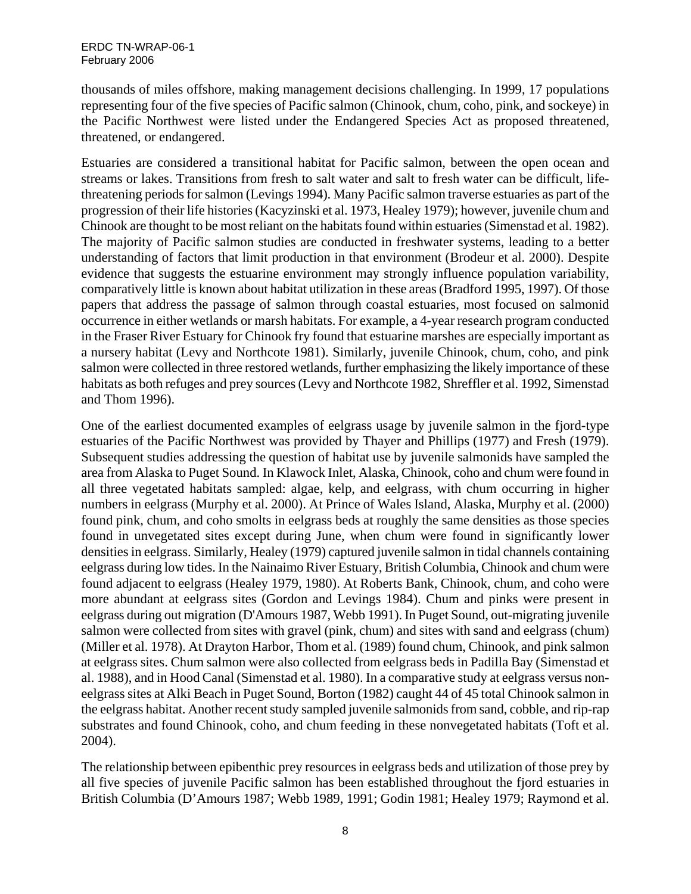thousands of miles offshore, making management decisions challenging. In 1999, 17 populations representing four of the five species of Pacific salmon (Chinook, chum, coho, pink, and sockeye) in the Pacific Northwest were listed under the Endangered Species Act as proposed threatened, threatened, or endangered.

Estuaries are considered a transitional habitat for Pacific salmon, between the open ocean and streams or lakes. Transitions from fresh to salt water and salt to fresh water can be difficult, life-threatening periods for salmon (Levings 1994). Many Pacific salmon traverse estuaries as part of the progression of their life histories (Kacyzinski et al. 1973, Healey 1979); however, juvenile chum and Chinook are thought to be most reliant on the habitats found within estuaries (Simenstad et al. 1982). The majority of Pacific salmon studies are conducted in freshwater systems, leading to a better understanding of factors that limit production in that environment (Brodeur et al. 2000). Despite evidence that suggests the estuarine environment may strongly influence population variability, comparatively little is known about habitat utilization in these areas (Bradford 1995, 1997). Of those papers that address the passage of salmon through coastal estuaries, most focused on salmonid occurrence in either wetlands or marsh habitats. For example, a 4-year research program conducted in the Fraser River Estuary for Chinook fry found that estuarine marshes are especially important as a nursery habitat (Levy and Northcote 1981). Similarly, juvenile Chinook, chum, coho, and pink salmon were collected in three restored wetlands, further emphasizing the likely importance of these habitats as both refuges and prey sources (Levy and Northcote 1982, Shreffler et al. 1992, Simenstad and Thom 1996).

One of the earliest documented examples of eelgrass usage by juvenile salmon in the fjord-type estuaries of the Pacific Northwest was provided by Thayer and Phillips (1977) and Fresh (1979). Subsequent studies addressing the question of habitat use by juvenile salmonids have sampled the area from Alaska to Puget Sound. In Klawock Inlet, Alaska, Chinook, coho and chum were found in all three vegetated habitats sampled: algae, kelp, and eelgrass, with chum occurring in higher numbers in eelgrass (Murphy et al. 2000). At Prince of Wales Island, Alaska, Murphy et al. (2000) found pink, chum, and coho smolts in eelgrass beds at roughly the same densities as those species found in unvegetated sites except during June, when chum were found in significantly lower densities in eelgrass. Similarly, Healey (1979) captured juvenile salmon in tidal channels containing eelgrass during low tides. In the Nainaimo River Estuary, British Columbia, Chinook and chum were found adjacent to eelgrass (Healey 1979, 1980). At Roberts Bank, Chinook, chum, and coho were more abundant at eelgrass sites (Gordon and Levings 1984). Chum and pinks were present in eelgrass during out migration (D'Amours 1987, Webb 1991). In Puget Sound, out-migrating juvenile salmon were collected from sites with gravel (pink, chum) and sites with sand and eelgrass (chum) (Miller et al. 1978). At Drayton Harbor, Thom et al. (1989) found chum, Chinook, and pink salmon at eelgrass sites. Chum salmon were also collected from eelgrass beds in Padilla Bay (Simenstad et al. 1988), and in Hood Canal (Simenstad et al. 1980). In a comparative study at eelgrass versus non-eelgrass sites at Alki Beach in Puget Sound, Borton (1982) caught 44 of 45 total Chinook salmon in the eelgrass habitat. Another recent study sampled juvenile salmonids from sand, cobble, and rip-rap substrates and found Chinook, coho, and chum feeding in these nonvegetated habitats (Toft et al. 2004).

The relationship between epibenthic prey resources in eelgrass beds and utilization of those prey by all five species of juvenile Pacific salmon has been established throughout the fjord estuaries in British Columbia (D'Amours 1987; Webb 1989, 1991; Godin 1981; Healey 1979; Raymond et al.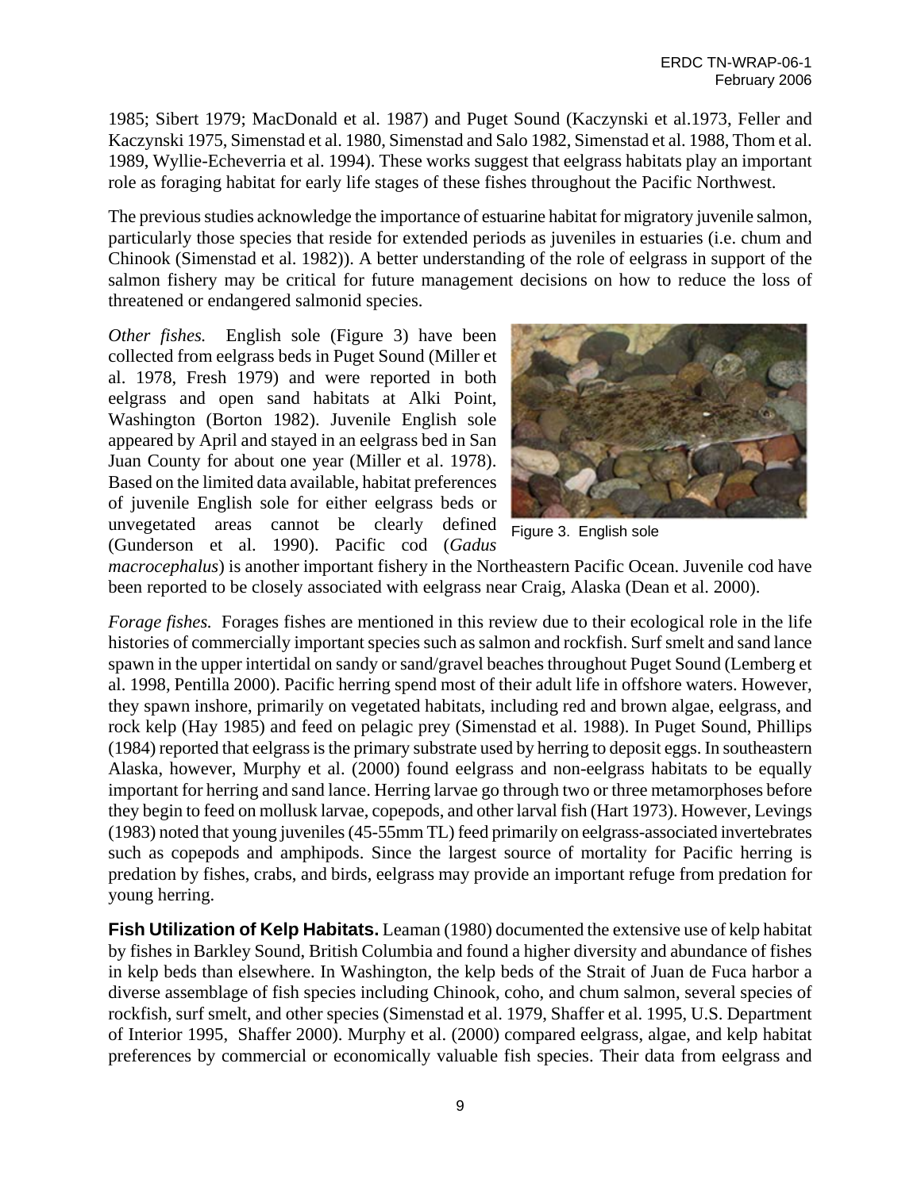1985; Sibert 1979; MacDonald et al. 1987) and Puget Sound (Kaczynski et al.1973, Feller and Kaczynski 1975, Simenstad et al. 1980, Simenstad and Salo 1982, Simenstad et al. 1988, Thom et al. 1989, Wyllie-Echeverria et al. 1994). These works suggest that eelgrass habitats play an important role as foraging habitat for early life stages of these fishes throughout the Pacific Northwest.

The previous studies acknowledge the importance of estuarine habitat for migratory juvenile salmon, particularly those species that reside for extended periods as juveniles in estuaries (i.e. chum and Chinook (Simenstad et al. 1982)). A better understanding of the role of eelgrass in support of the salmon fishery may be critical for future management decisions on how to reduce the loss of threatened or endangered salmonid species.

*Other fishes.* English sole (Figure 3) have been collected from eelgrass beds in Puget Sound (Miller et al. 1978, Fresh 1979) and were reported in both eelgrass and open sand habitats at Alki Point, Washington (Borton 1982). Juvenile English sole appeared by April and stayed in an eelgrass bed in San Juan County for about one year (Miller et al. 1978). Based on the limited data available, habitat preferences of juvenile English sole for either eelgrass beds or unvegetated areas cannot be clearly defined (Gunderson et al. 1990). Pacific cod (*Gadus macrocephalus*) is another important fishery in the Northeastern Pacific Ocean. Juvenile cod have been reported to be closely associated with eelgrass near Craig, Alaska (Dean et al. 2000).

Figure 3. English sole

*Forage fishes.* Forages fishes are mentioned in this review due to their ecological role in the life histories of commercially important species such as salmon and rockfish. Surf smelt and sand lance spawn in the upper intertidal on sandy or sand/gravel beaches throughout Puget Sound (Lemberg et al. 1998, Pentilla 2000). Pacific herring spend most of their adult life in offshore waters. However, they spawn inshore, primarily on vegetated habitats, including red and brown algae, eelgrass, and rock kelp (Hay 1985) and feed on pelagic prey (Simenstad et al. 1988). In Puget Sound, Phillips (1984) reported that eelgrass is the primary substrate used by herring to deposit eggs. In southeastern Alaska, however, Murphy et al. (2000) found eelgrass and non-eelgrass habitats to be equally important for herring and sand lance. Herring larvae go through two or three metamorphoses before they begin to feed on mollusk larvae, copepods, and other larval fish (Hart 1973). However, Levings (1983) noted that young juveniles (45-55mm TL) feed primarily on eelgrass-associated invertebrates such as copepods and amphipods. Since the largest source of mortality for Pacific herring is predation by fishes, crabs, and birds, eelgrass may provide an important refuge from predation for young herring.

**Fish Utilization of Kelp Habitats.** Leaman (1980) documented the extensive use of kelp habitat by fishes in Barkley Sound, British Columbia and found a higher diversity and abundance of fishes in kelp beds than elsewhere. In Washington, the kelp beds of the Strait of Juan de Fuca harbor a diverse assemblage of fish species including Chinook, coho, and chum salmon, several species of rockfish, surf smelt, and other species (Simenstad et al. 1979, Shaffer et al. 1995, U.S. Department of Interior 1995, Shaffer 2000). Murphy et al. (2000) compared eelgrass, algae, and kelp habitat preferences by commercial or economically valuable fish species. Their data from eelgrass and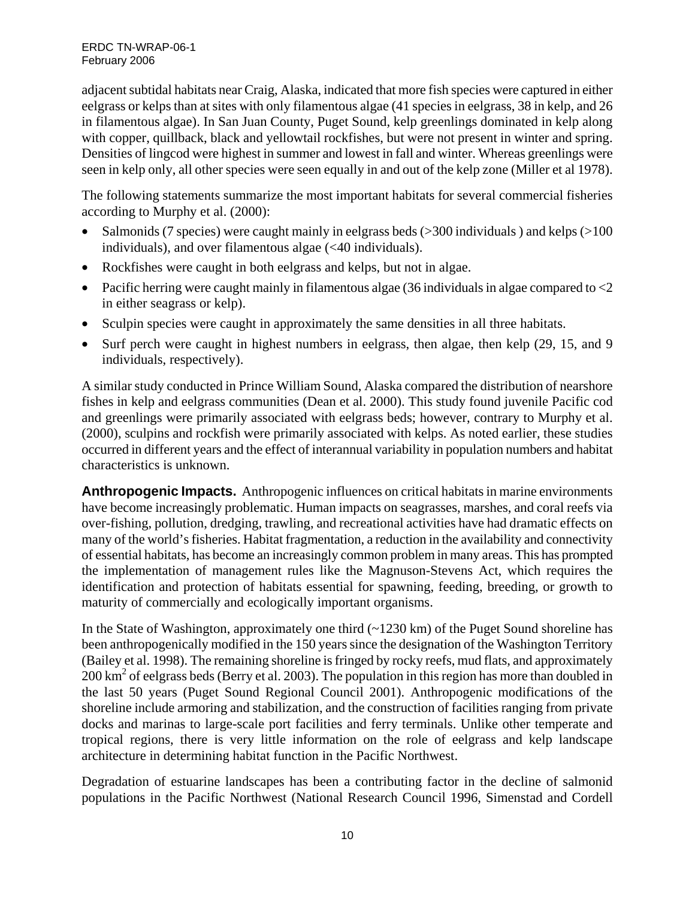adjacent subtidal habitats near Craig, Alaska, indicated that more fish species were captured in either eelgrass or kelps than at sites with only filamentous algae (41 species in eelgrass, 38 in kelp, and 26 in filamentous algae). In San Juan County, Puget Sound, kelp greenlings dominated in kelp along with copper, quillback, black and yellowtail rockfishes, but were not present in winter and spring. Densities of lingcod were highest in summer and lowest in fall and winter. Whereas greenlings were seen in kelp only, all other species were seen equally in and out of the kelp zone (Miller et al 1978).

The following statements summarize the most important habitats for several commercial fisheries according to Murphy et al. (2000):

- Salmonids (7 species) were caught mainly in eelgrass beds (>300 individuals ) and kelps (>100 individuals), and over filamentous algae (<40 individuals).
- Rockfishes were caught in both eelgrass and kelps, but not in algae.
- Pacific herring were caught mainly in filamentous algae (36 individuals in algae compared to <2 in either seagrass or kelp).
- Sculpin species were caught in approximately the same densities in all three habitats.
- Surf perch were caught in highest numbers in eelgrass, then algae, then kelp (29, 15, and 9 individuals, respectively).

A similar study conducted in Prince William Sound, Alaska compared the distribution of nearshore fishes in kelp and eelgrass communities (Dean et al. 2000). This study found juvenile Pacific cod and greenlings were primarily associated with eelgrass beds; however, contrary to Murphy et al. (2000), sculpins and rockfish were primarily associated with kelps. As noted earlier, these studies occurred in different years and the effect of interannual variability in population numbers and habitat characteristics is unknown.

**Anthropogenic Impacts.** Anthropogenic influences on critical habitats in marine environments have become increasingly problematic. Human impacts on seagrasses, marshes, and coral reefs via over-fishing, pollution, dredging, trawling, and recreational activities have had dramatic effects on many of the world's fisheries. Habitat fragmentation, a reduction in the availability and connectivity of essential habitats, has become an increasingly common problem in many areas. This has prompted the implementation of management rules like the Magnuson-Stevens Act, which requires the identification and protection of habitats essential for spawning, feeding, breeding, or growth to maturity of commercially and ecologically important organisms.

In the State of Washington, approximately one third (~1230 km) of the Puget Sound shoreline has been anthropogenically modified in the 150 years since the designation of the Washington Territory (Bailey et al. 1998). The remaining shoreline is fringed by rocky reefs, mud flats, and approximately 200 $km^2$ of eelgrass beds (Berry et al. 2003). The population in this region has more than doubled in the last 50 years (Puget Sound Regional Council 2001). Anthropogenic modifications of the shoreline include armoring and stabilization, and the construction of facilities ranging from private docks and marinas to large-scale port facilities and ferry terminals. Unlike other temperate and tropical regions, there is very little information on the role of eelgrass and kelp landscape architecture in determining habitat function in the Pacific Northwest.

Degradation of estuarine landscapes has been a contributing factor in the decline of salmonid populations in the Pacific Northwest (National Research Council 1996, Simenstad and Cordell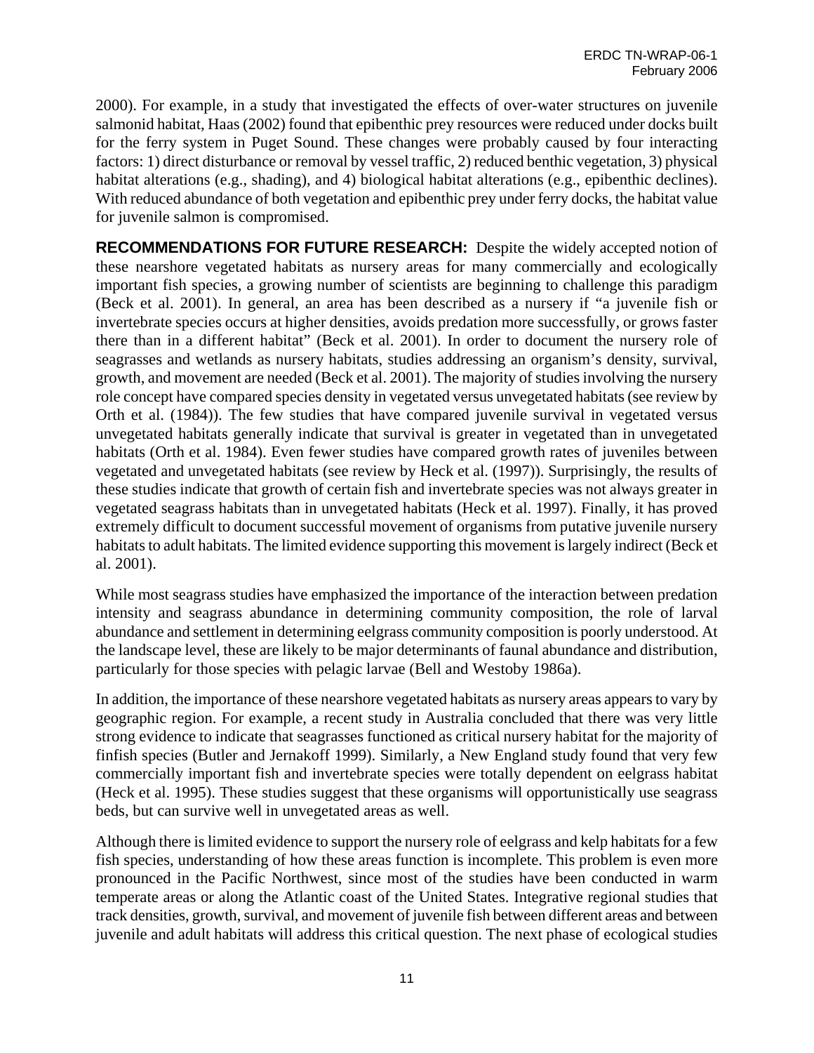2000). For example, in a study that investigated the effects of over-water structures on juvenile salmonid habitat, Haas (2002) found that epibenthic prey resources were reduced under docks built for the ferry system in Puget Sound. These changes were probably caused by four interacting factors: 1) direct disturbance or removal by vessel traffic, 2) reduced benthic vegetation, 3) physical habitat alterations (e.g., shading), and 4) biological habitat alterations (e.g., epibenthic declines). With reduced abundance of both vegetation and epibenthic prey under ferry docks, the habitat value for juvenile salmon is compromised.

**RECOMMENDATIONS FOR FUTURE RESEARCH:** Despite the widely accepted notion of these nearshore vegetated habitats as nursery areas for many commercially and ecologically important fish species, a growing number of scientists are beginning to challenge this paradigm (Beck et al. 2001). In general, an area has been described as a nursery if "a juvenile fish or invertebrate species occurs at higher densities, avoids predation more successfully, or grows faster there than in a different habitat" (Beck et al. 2001). In order to document the nursery role of seagrasses and wetlands as nursery habitats, studies addressing an organism's density, survival, growth, and movement are needed (Beck et al. 2001). The majority of studies involving the nursery role concept have compared species density in vegetated versus unvegetated habitats (see review by Orth et al. (1984)). The few studies that have compared juvenile survival in vegetated versus unvegetated habitats generally indicate that survival is greater in vegetated than in unvegetated habitats (Orth et al. 1984). Even fewer studies have compared growth rates of juveniles between vegetated and unvegetated habitats (see review by Heck et al. (1997)). Surprisingly, the results of these studies indicate that growth of certain fish and invertebrate species was not always greater in vegetated seagrass habitats than in unvegetated habitats (Heck et al. 1997). Finally, it has proved extremely difficult to document successful movement of organisms from putative juvenile nursery habitats to adult habitats. The limited evidence supporting this movement is largely indirect (Beck et al. 2001).

While most seagrass studies have emphasized the importance of the interaction between predation intensity and seagrass abundance in determining community composition, the role of larval abundance and settlement in determining eelgrass community composition is poorly understood. At the landscape level, these are likely to be major determinants of faunal abundance and distribution, particularly for those species with pelagic larvae (Bell and Westoby 1986a).

In addition, the importance of these nearshore vegetated habitats as nursery areas appears to vary by geographic region. For example, a recent study in Australia concluded that there was very little strong evidence to indicate that seagrasses functioned as critical nursery habitat for the majority of finfish species (Butler and Jernakoff 1999). Similarly, a New England study found that very few commercially important fish and invertebrate species were totally dependent on eelgrass habitat (Heck et al. 1995). These studies suggest that these organisms will opportunistically use seagrass beds, but can survive well in unvegetated areas as well.

Although there is limited evidence to support the nursery role of eelgrass and kelp habitats for a few fish species, understanding of how these areas function is incomplete. This problem is even more pronounced in the Pacific Northwest, since most of the studies have been conducted in warm temperate areas or along the Atlantic coast of the United States. Integrative regional studies that track densities, growth, survival, and movement of juvenile fish between different areas and between juvenile and adult habitats will address this critical question. The next phase of ecological studies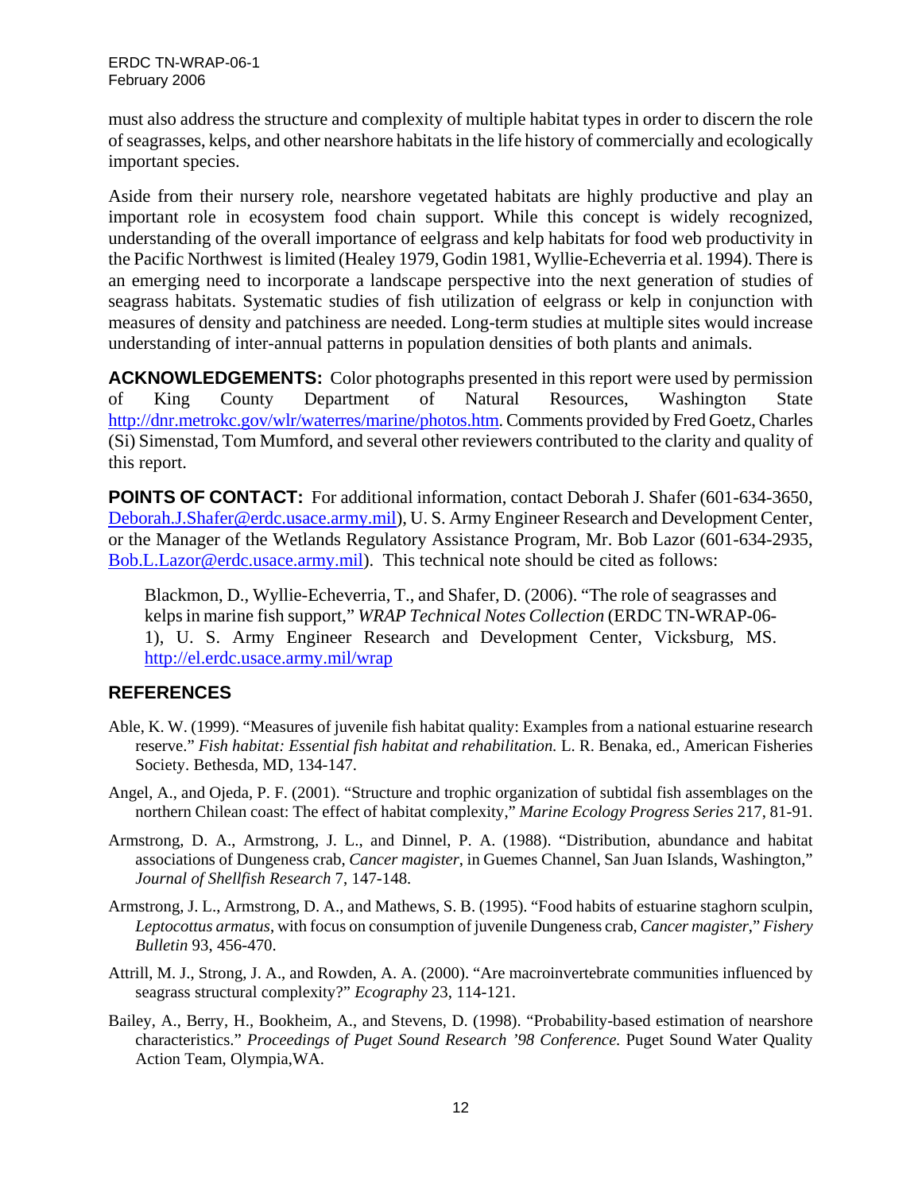must also address the structure and complexity of multiple habitat types in order to discern the role of seagrasses, kelps, and other nearshore habitats in the life history of commercially and ecologically important species.

Aside from their nursery role, nearshore vegetated habitats are highly productive and play an important role in ecosystem food chain support. While this concept is widely recognized, understanding of the overall importance of eelgrass and kelp habitats for food web productivity in the Pacific Northwest is limited (Healey 1979, Godin 1981, Wyllie-Echeverria et al. 1994). There is an emerging need to incorporate a landscape perspective into the next generation of studies of seagrass habitats. Systematic studies of fish utilization of eelgrass or kelp in conjunction with measures of density and patchiness are needed. Long-term studies at multiple sites would increase understanding of inter-annual patterns in population densities of both plants and animals.

**ACKNOWLEDGEMENTS:** Color photographs presented in this report were used by permission of King County Department of Natural Resources, Washington State http://dnr.metrokc.gov/wlr/waterres/marine/photos.htm. Comments provided by Fred Goetz, Charles (Si) Simenstad, Tom Mumford, and several other reviewers contributed to the clarity and quality of this report.

**POINTS OF CONTACT:** For additional information, contact Deborah J. Shafer (601-634-3650, Deborah.J.Shafer@erdc.usace.army.mil), U. S. Army Engineer Research and Development Center, or the Manager of the Wetlands Regulatory Assistance Program, Mr. Bob Lazor (601-634-2935, Bob.L.Lazor@erdc.usace.army.mil). This technical note should be cited as follows:

> Blackmon, D., Wyllie-Echeverria, T., and Shafer, D. (2006). "The role of seagrasses and kelps in marine fish support," *WRAP Technical Notes Collection* (ERDC TN-WRAP-06-1), U. S. Army Engineer Research and Development Center, Vicksburg, MS. http://el.erdc.usace.army.mil/wrap

## REFERENCES

Able, K. W. (1999). "Measures of juvenile fish habitat quality: Examples from a national estuarine research reserve." *Fish habitat: Essential fish habitat and rehabilitation.* L. R. Benaka, ed., American Fisheries Society. Bethesda, MD, 134-147.

Angel, A., and Ojeda, P. F. (2001). "Structure and trophic organization of subtidal fish assemblages on the northern Chilean coast: The effect of habitat complexity," *Marine Ecology Progress Series* 217, 81-91.

Armstrong, D. A., Armstrong, J. L., and Dinnel, P. A. (1988). "Distribution, abundance and habitat associations of Dungeness crab, *Cancer magister*, in Guemes Channel, San Juan Islands, Washington," *Journal of Shellfish Research* 7, 147-148.

Armstrong, J. L., Armstrong, D. A., and Mathews, S. B. (1995). "Food habits of estuarine staghorn sculpin, *Leptocottus armatus*, with focus on consumption of juvenile Dungeness crab, *Cancer magister*," *Fishery Bulletin* 93, 456-470.

Attrill, M. J., Strong, J. A., and Rowden, A. A. (2000). "Are macroinvertebrate communities influenced by seagrass structural complexity?" *Ecography* 23, 114-121.

Bailey, A., Berry, H., Bookheim, A., and Stevens, D. (1998). "Probability-based estimation of nearshore characteristics." *Proceedings of Puget Sound Research '98 Conference.* Puget Sound Water Quality Action Team, Olympia,WA.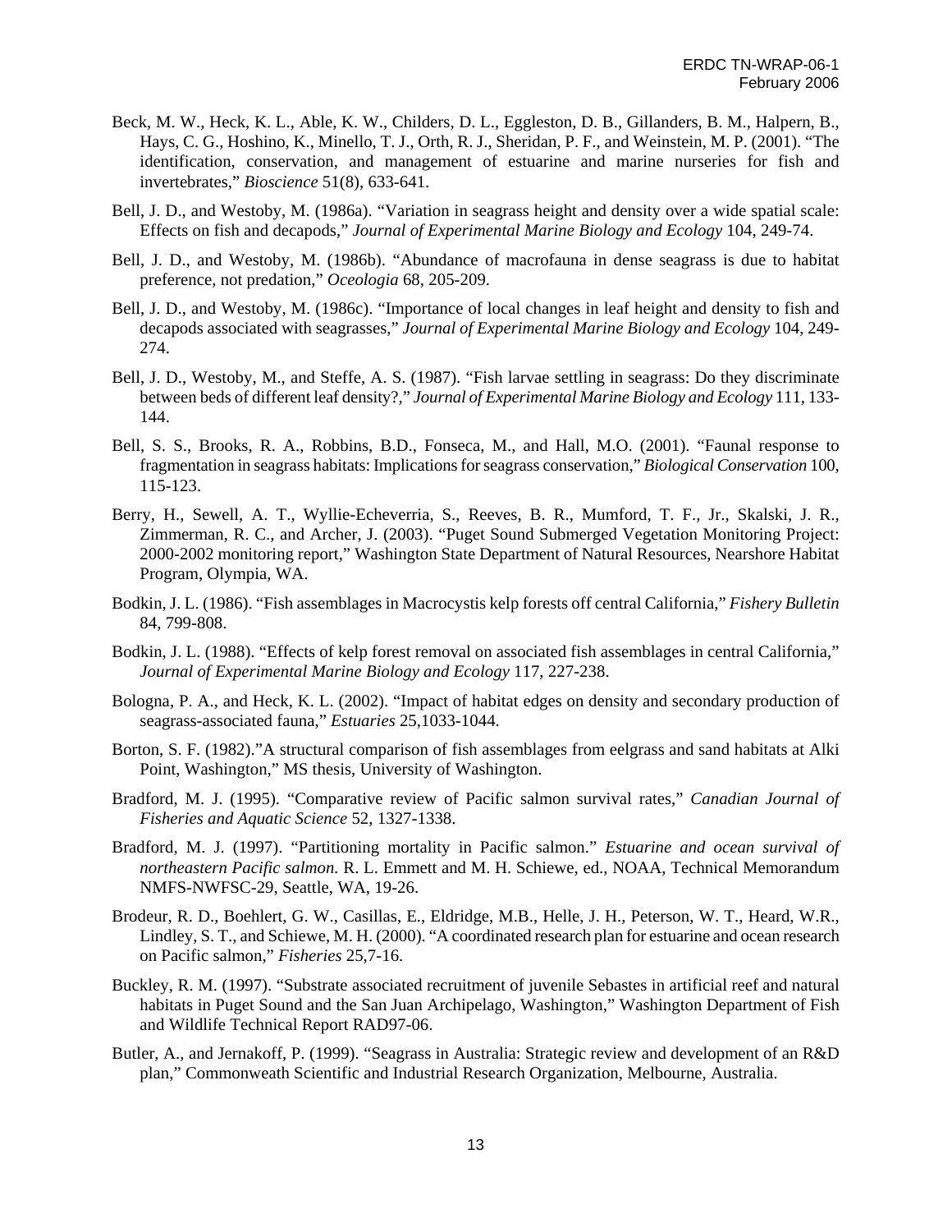Beck, M. W., Heck, K. L., Able, K. W., Childers, D. L., Eggleston, D. B., Gillanders, B. M., Halpern, B., Hays, C. G., Hoshino, K., Minello, T. J., Orth, R. J., Sheridan, P. F., and Weinstein, M. P. (2001). "The identification, conservation, and management of estuarine and marine nurseries for fish and invertebrates," *Bioscience* 51(8), 633-641.

Bell, J. D., and Westoby, M. (1986a). "Variation in seagrass height and density over a wide spatial scale: Effects on fish and decapods," *Journal of Experimental Marine Biology and Ecology* 104, 249-74.

Bell, J. D., and Westoby, M. (1986b). "Abundance of macrofauna in dense seagrass is due to habitat preference, not predation," *Oceologia* 68, 205-209.

Bell, J. D., and Westoby, M. (1986c). "Importance of local changes in leaf height and density to fish and decapods associated with seagrasses," *Journal of Experimental Marine Biology and Ecology* 104, 249-274.

Bell, J. D., Westoby, M., and Steffe, A. S. (1987). "Fish larvae settling in seagrass: Do they discriminate between beds of different leaf density?," *Journal of Experimental Marine Biology and Ecology* 111, 133-144.

Bell, S. S., Brooks, R. A., Robbins, B.D., Fonseca, M., and Hall, M.O. (2001). "Faunal response to fragmentation in seagrass habitats: Implications for seagrass conservation," *Biological Conservation* 100, 115-123.

Berry, H., Sewell, A. T., Wyllie-Echeverria, S., Reeves, B. R., Mumford, T. F., Jr., Skalski, J. R., Zimmerman, R. C., and Archer, J. (2003). "Puget Sound Submerged Vegetation Monitoring Project: 2000-2002 monitoring report," Washington State Department of Natural Resources, Nearshore Habitat Program, Olympia, WA.

Bodkin, J. L. (1986). "Fish assemblages in Macrocystis kelp forests off central California," *Fishery Bulletin* 84, 799-808.

Bodkin, J. L. (1988). "Effects of kelp forest removal on associated fish assemblages in central California," *Journal of Experimental Marine Biology and Ecology* 117, 227-238.

Bologna, P. A., and Heck, K. L. (2002). "Impact of habitat edges on density and secondary production of seagrass-associated fauna," *Estuaries* 25,1033-1044.

Borton, S. F. (1982)."A structural comparison of fish assemblages from eelgrass and sand habitats at Alki Point, Washington," MS thesis, University of Washington.

Bradford, M. J. (1995). "Comparative review of Pacific salmon survival rates," *Canadian Journal of Fisheries and Aquatic Science* 52, 1327-1338.

Bradford, M. J. (1997). "Partitioning mortality in Pacific salmon." *Estuarine and ocean survival of northeastern Pacific salmon.* R. L. Emmett and M. H. Schiewe, ed., NOAA, Technical Memorandum NMFS-NWFSC-29, Seattle, WA, 19-26.

Brodeur, R. D., Boehlert, G. W., Casillas, E., Eldridge, M.B., Helle, J. H., Peterson, W. T., Heard, W.R., Lindley, S. T., and Schiewe, M. H. (2000). "A coordinated research plan for estuarine and ocean research on Pacific salmon," *Fisheries* 25,7-16.

Buckley, R. M. (1997). "Substrate associated recruitment of juvenile Sebastes in artificial reef and natural habitats in Puget Sound and the San Juan Archipelago, Washington," Washington Department of Fish and Wildlife Technical Report RAD97-06.

Butler, A., and Jernakoff, P. (1999). "Seagrass in Australia: Strategic review and development of an R&D plan," Commonweath Scientific and Industrial Research Organization, Melbourne, Australia.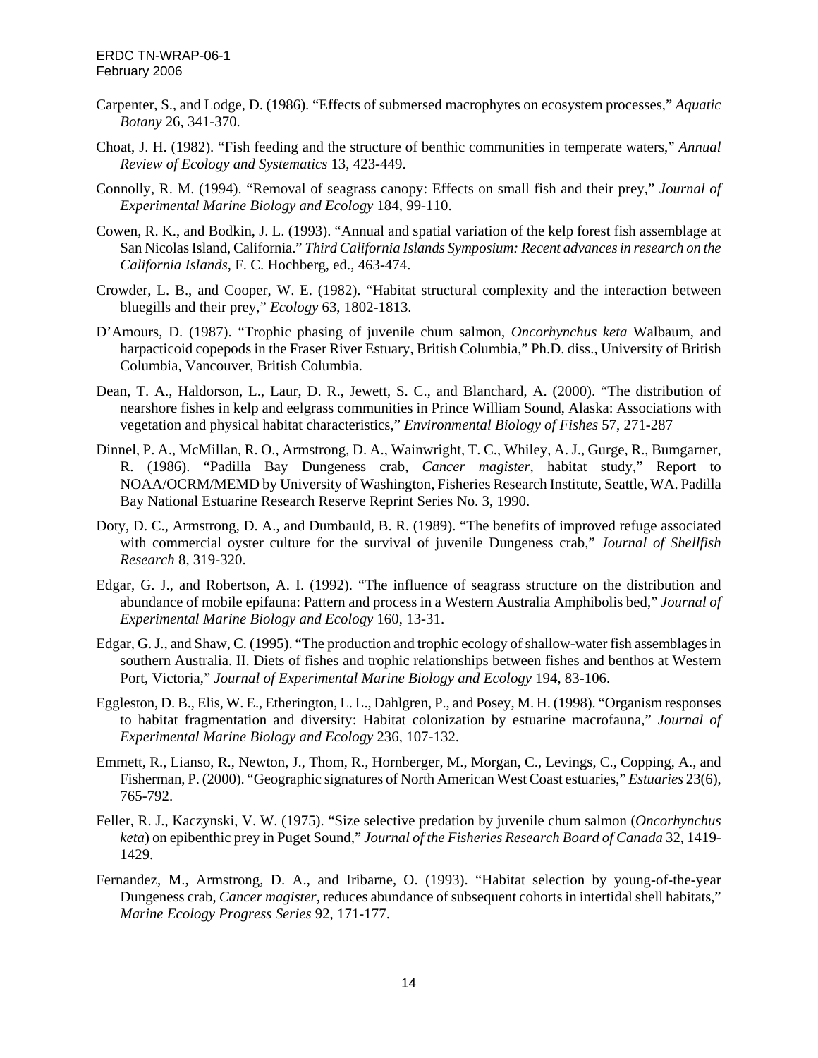Carpenter, S., and Lodge, D. (1986). "Effects of submersed macrophytes on ecosystem processes," *Aquatic Botany* 26, 341-370.

Choat, J. H. (1982). "Fish feeding and the structure of benthic communities in temperate waters," *Annual Review of Ecology and Systematics* 13, 423-449.

Connolly, R. M. (1994). "Removal of seagrass canopy: Effects on small fish and their prey," *Journal of Experimental Marine Biology and Ecology* 184, 99-110.

Cowen, R. K., and Bodkin, J. L. (1993). "Annual and spatial variation of the kelp forest fish assemblage at San Nicolas Island, California." *Third California Islands Symposium: Recent advances in research on the California Islands*, F. C. Hochberg, ed., 463-474.

Crowder, L. B., and Cooper, W. E. (1982). "Habitat structural complexity and the interaction between bluegills and their prey," *Ecology* 63, 1802-1813.

D'Amours, D. (1987). "Trophic phasing of juvenile chum salmon, *Oncorhynchus keta* Walbaum, and harpacticoid copepods in the Fraser River Estuary, British Columbia," Ph.D. diss., University of British Columbia, Vancouver, British Columbia.

Dean, T. A., Haldorson, L., Laur, D. R., Jewett, S. C., and Blanchard, A. (2000). "The distribution of nearshore fishes in kelp and eelgrass communities in Prince William Sound, Alaska: Associations with vegetation and physical habitat characteristics," *Environmental Biology of Fishes* 57, 271-287

Dinnel, P. A., McMillan, R. O., Armstrong, D. A., Wainwright, T. C., Whiley, A. J., Gurge, R., Bumgarner, R. (1986). "Padilla Bay Dungeness crab, *Cancer magister*, habitat study," Report to NOAA/OCRM/MEMD by University of Washington, Fisheries Research Institute, Seattle, WA. Padilla Bay National Estuarine Research Reserve Reprint Series No. 3, 1990.

Doty, D. C., Armstrong, D. A., and Dumbauld, B. R. (1989). "The benefits of improved refuge associated with commercial oyster culture for the survival of juvenile Dungeness crab," *Journal of Shellfish Research* 8, 319-320.

Edgar, G. J., and Robertson, A. I. (1992). "The influence of seagrass structure on the distribution and abundance of mobile epifauna: Pattern and process in a Western Australia Amphibolis bed," *Journal of Experimental Marine Biology and Ecology* 160, 13-31.

Edgar, G. J., and Shaw, C. (1995). "The production and trophic ecology of shallow-water fish assemblages in southern Australia. II. Diets of fishes and trophic relationships between fishes and benthos at Western Port, Victoria," *Journal of Experimental Marine Biology and Ecology* 194, 83-106.

Eggleston, D. B., Elis, W. E., Etherington, L. L., Dahlgren, P., and Posey, M. H. (1998). "Organism responses to habitat fragmentation and diversity: Habitat colonization by estuarine macrofauna," *Journal of Experimental Marine Biology and Ecology* 236, 107-132.

Emmett, R., Lianso, R., Newton, J., Thom, R., Hornberger, M., Morgan, C., Levings, C., Copping, A., and Fisherman, P. (2000). "Geographic signatures of North American West Coast estuaries," *Estuaries* 23(6), 765-792.

Feller, R. J., Kaczynski, V. W. (1975). "Size selective predation by juvenile chum salmon (*Oncorhynchus keta*) on epibenthic prey in Puget Sound," *Journal of the Fisheries Research Board of Canada* 32, 1419-1429.

Fernandez, M., Armstrong, D. A., and Iribarne, O. (1993). "Habitat selection by young-of-the-year Dungeness crab, *Cancer magister*, reduces abundance of subsequent cohorts in intertidal shell habitats," *Marine Ecology Progress Series* 92, 171-177.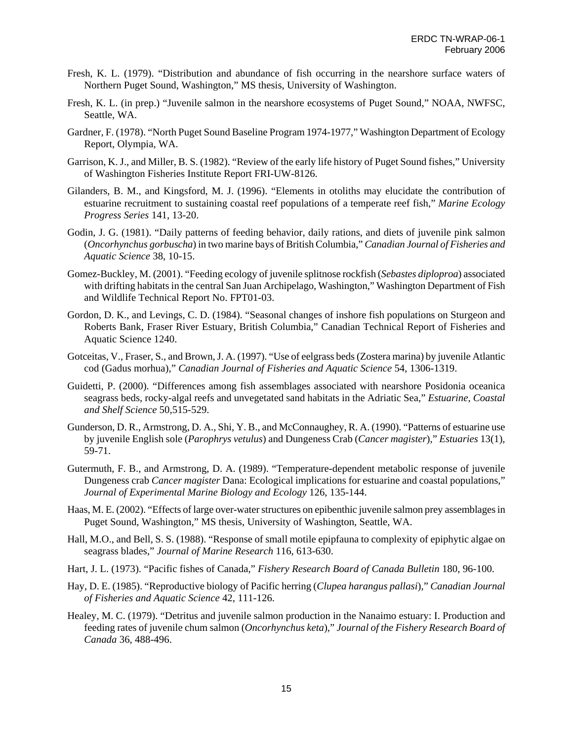Fresh, K. L. (1979). "Distribution and abundance of fish occurring in the nearshore surface waters of Northern Puget Sound, Washington," MS thesis, University of Washington.

Fresh, K. L. (in prep.) "Juvenile salmon in the nearshore ecosystems of Puget Sound," NOAA, NWFSC, Seattle, WA.

Gardner, F. (1978). "North Puget Sound Baseline Program 1974-1977," Washington Department of Ecology Report, Olympia, WA.

Garrison, K. J., and Miller, B. S. (1982). "Review of the early life history of Puget Sound fishes," University of Washington Fisheries Institute Report FRI-UW-8126.

Gilanders, B. M., and Kingsford, M. J. (1996). "Elements in otoliths may elucidate the contribution of estuarine recruitment to sustaining coastal reef populations of a temperate reef fish," *Marine Ecology Progress Series* 141, 13-20.

Godin, J. G. (1981). "Daily patterns of feeding behavior, daily rations, and diets of juvenile pink salmon (*Oncorhynchus gorbuscha*) in two marine bays of British Columbia," *Canadian Journal of Fisheries and Aquatic Science* 38, 10-15.

Gomez-Buckley, M. (2001). "Feeding ecology of juvenile splitnose rockfish (*Sebastes diploproa*) associated with drifting habitats in the central San Juan Archipelago, Washington," Washington Department of Fish and Wildlife Technical Report No. FPT01-03.

Gordon, D. K., and Levings, C. D. (1984). "Seasonal changes of inshore fish populations on Sturgeon and Roberts Bank, Fraser River Estuary, British Columbia," Canadian Technical Report of Fisheries and Aquatic Science 1240.

Gotceitas, V., Fraser, S., and Brown, J. A. (1997). "Use of eelgrass beds (Zostera marina) by juvenile Atlantic cod (Gadus morhua)," *Canadian Journal of Fisheries and Aquatic Science* 54, 1306-1319.

Guidetti, P. (2000). "Differences among fish assemblages associated with nearshore Posidonia oceanica seagrass beds, rocky-algal reefs and unvegetated sand habitats in the Adriatic Sea," *Estuarine, Coastal and Shelf Science* 50,515-529.

Gunderson, D. R., Armstrong, D. A., Shi, Y. B., and McConnaughey, R. A. (1990). "Patterns of estuarine use by juvenile English sole (*Parophrys vetulus*) and Dungeness Crab (*Cancer magister*)," *Estuaries* 13(1), 59-71.

Gutermuth, F. B., and Armstrong, D. A. (1989). "Temperature-dependent metabolic response of juvenile Dungeness crab *Cancer magister* Dana: Ecological implications for estuarine and coastal populations," *Journal of Experimental Marine Biology and Ecology* 126, 135-144.

Haas, M. E. (2002). "Effects of large over-water structures on epibenthic juvenile salmon prey assemblages in Puget Sound, Washington," MS thesis, University of Washington, Seattle, WA.

Hall, M.O., and Bell, S. S. (1988). "Response of small motile epipfauna to complexity of epiphytic algae on seagrass blades," *Journal of Marine Research* 116, 613-630.

Hart, J. L. (1973). "Pacific fishes of Canada," *Fishery Research Board of Canada Bulletin* 180, 96-100.

Hay, D. E. (1985). "Reproductive biology of Pacific herring (*Clupea harangus pallasi*)," *Canadian Journal of Fisheries and Aquatic Science* 42, 111-126.

Healey, M. C. (1979). "Detritus and juvenile salmon production in the Nanaimo estuary: I. Production and feeding rates of juvenile chum salmon (*Oncorhynchus keta*)," *Journal of the Fishery Research Board of Canada* 36, 488-496.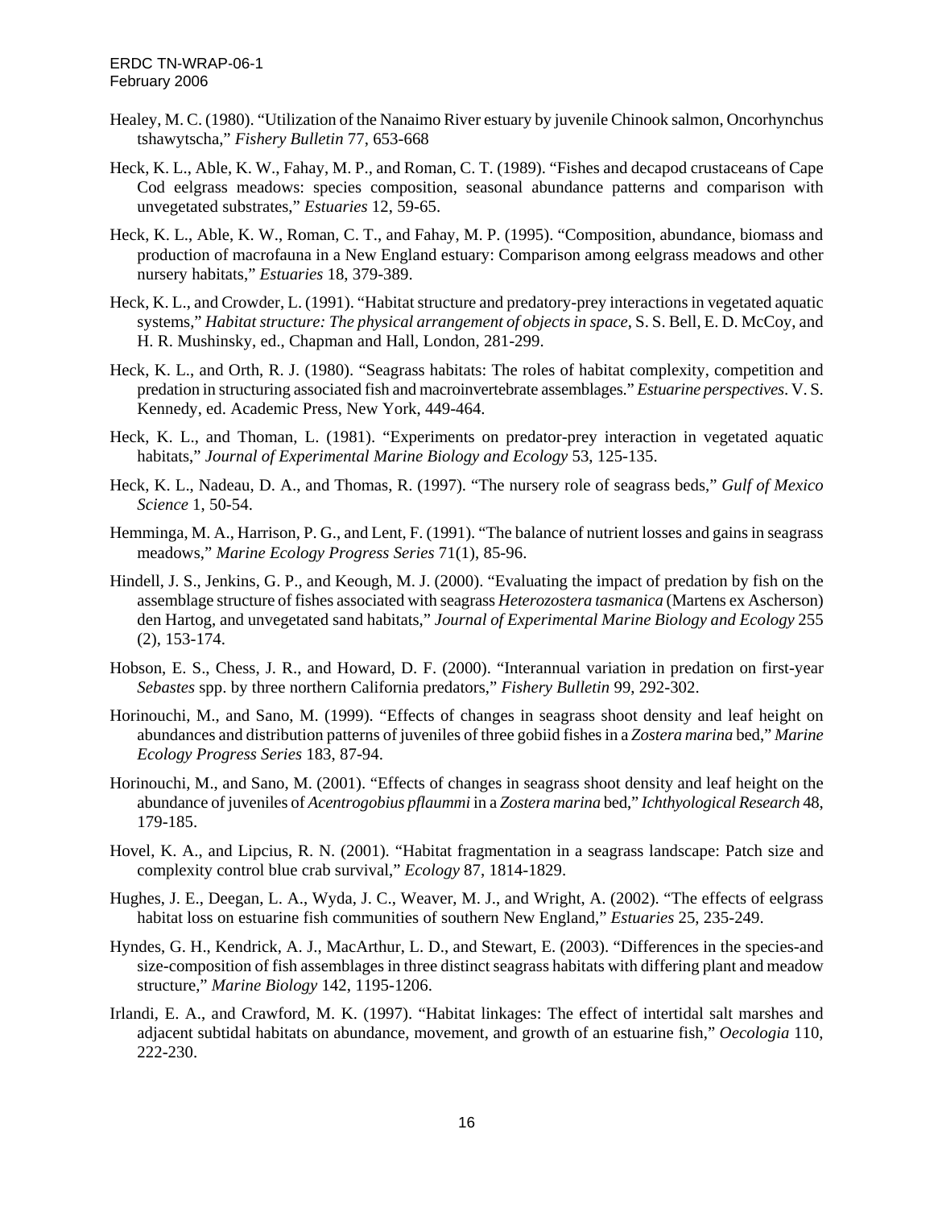Healey, M. C. (1980). "Utilization of the Nanaimo River estuary by juvenile Chinook salmon, Oncorhynchus tshawytscha," *Fishery Bulletin* 77, 653-668

Heck, K. L., Able, K. W., Fahay, M. P., and Roman, C. T. (1989). "Fishes and decapod crustaceans of Cape Cod eelgrass meadows: species composition, seasonal abundance patterns and comparison with unvegetated substrates," *Estuaries* 12, 59-65.

Heck, K. L., Able, K. W., Roman, C. T., and Fahay, M. P. (1995). "Composition, abundance, biomass and production of macrofauna in a New England estuary: Comparison among eelgrass meadows and other nursery habitats," *Estuaries* 18, 379-389.

Heck, K. L., and Crowder, L. (1991). "Habitat structure and predatory-prey interactions in vegetated aquatic systems," *Habitat structure: The physical arrangement of objects in space*, S. S. Bell, E. D. McCoy, and H. R. Mushinsky, ed., Chapman and Hall, London, 281-299.

Heck, K. L., and Orth, R. J. (1980). "Seagrass habitats: The roles of habitat complexity, competition and predation in structuring associated fish and macroinvertebrate assemblages." *Estuarine perspectives*. V. S. Kennedy, ed. Academic Press, New York, 449-464.

Heck, K. L., and Thoman, L. (1981). "Experiments on predator-prey interaction in vegetated aquatic habitats," *Journal of Experimental Marine Biology and Ecology* 53, 125-135.

Heck, K. L., Nadeau, D. A., and Thomas, R. (1997). "The nursery role of seagrass beds," *Gulf of Mexico Science* 1, 50-54.

Hemminga, M. A., Harrison, P. G., and Lent, F. (1991). "The balance of nutrient losses and gains in seagrass meadows," *Marine Ecology Progress Series* 71(1), 85-96.

Hindell, J. S., Jenkins, G. P., and Keough, M. J. (2000). "Evaluating the impact of predation by fish on the assemblage structure of fishes associated with seagrass *Heterozostera tasmanica* (Martens ex Ascherson) den Hartog, and unvegetated sand habitats," *Journal of Experimental Marine Biology and Ecology* 255 (2), 153-174.

Hobson, E. S., Chess, J. R., and Howard, D. F. (2000). "Interannual variation in predation on first-year *Sebastes* spp. by three northern California predators," *Fishery Bulletin* 99, 292-302.

Horinouchi, M., and Sano, M. (1999). "Effects of changes in seagrass shoot density and leaf height on abundances and distribution patterns of juveniles of three gobiid fishes in a *Zostera marina* bed," *Marine Ecology Progress Series* 183, 87-94.

Horinouchi, M., and Sano, M. (2001). "Effects of changes in seagrass shoot density and leaf height on the abundance of juveniles of *Acentrogobius pflaummi* in a *Zostera marina* bed," *Ichthyological Research* 48, 179-185.

Hovel, K. A., and Lipcius, R. N. (2001). "Habitat fragmentation in a seagrass landscape: Patch size and complexity control blue crab survival," *Ecology* 87, 1814-1829.

Hughes, J. E., Deegan, L. A., Wyda, J. C., Weaver, M. J., and Wright, A. (2002). "The effects of eelgrass habitat loss on estuarine fish communities of southern New England," *Estuaries* 25, 235-249.

Hyndes, G. H., Kendrick, A. J., MacArthur, L. D., and Stewart, E. (2003). "Differences in the species-and size-composition of fish assemblages in three distinct seagrass habitats with differing plant and meadow structure," *Marine Biology* 142, 1195-1206.

Irlandi, E. A., and Crawford, M. K. (1997). "Habitat linkages: The effect of intertidal salt marshes and adjacent subtidal habitats on abundance, movement, and growth of an estuarine fish," *Oecologia* 110, 222-230.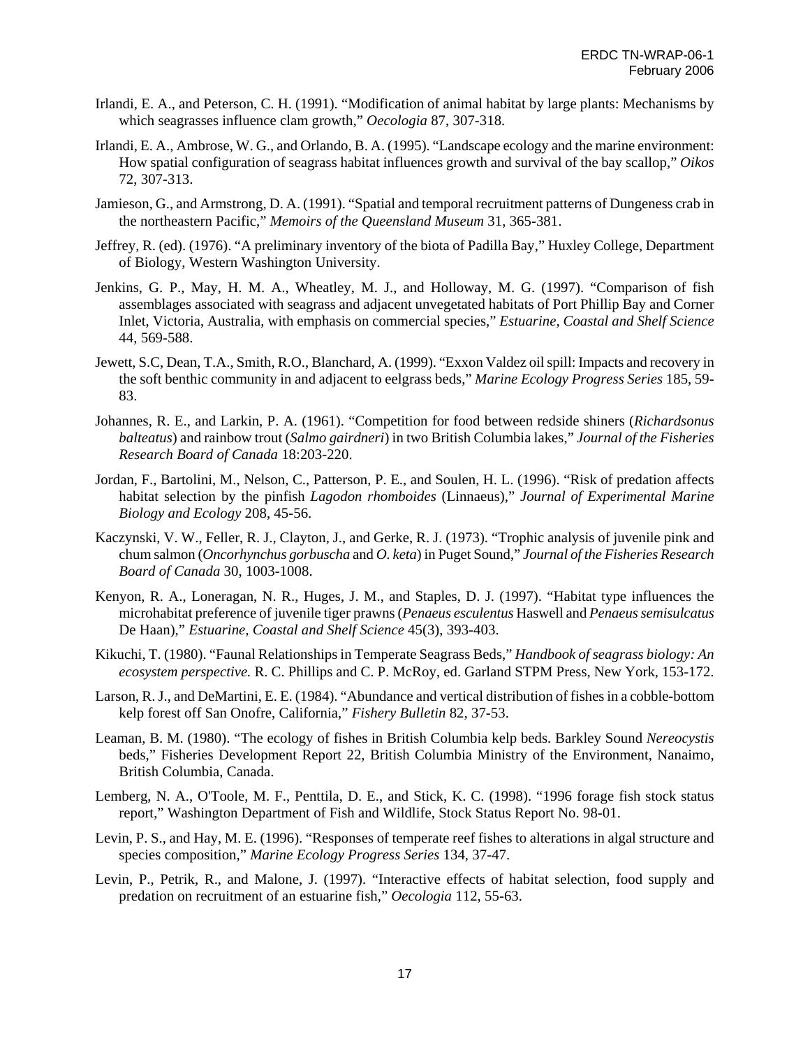Irlandi, E. A., and Peterson, C. H. (1991). "Modification of animal habitat by large plants: Mechanisms by which seagrasses influence clam growth," *Oecologia* 87, 307-318.

Irlandi, E. A., Ambrose, W. G., and Orlando, B. A. (1995). "Landscape ecology and the marine environment: How spatial configuration of seagrass habitat influences growth and survival of the bay scallop," *Oikos* 72, 307-313.

Jamieson, G., and Armstrong, D. A. (1991). "Spatial and temporal recruitment patterns of Dungeness crab in the northeastern Pacific," *Memoirs of the Queensland Museum* 31, 365-381.

Jeffrey, R. (ed). (1976). "A preliminary inventory of the biota of Padilla Bay," Huxley College, Department of Biology, Western Washington University.

Jenkins, G. P., May, H. M. A., Wheatley, M. J., and Holloway, M. G. (1997). "Comparison of fish assemblages associated with seagrass and adjacent unvegetated habitats of Port Phillip Bay and Corner Inlet, Victoria, Australia, with emphasis on commercial species," *Estuarine, Coastal and Shelf Science* 44, 569-588.

Jewett, S.C, Dean, T.A., Smith, R.O., Blanchard, A. (1999). "Exxon Valdez oil spill: Impacts and recovery in the soft benthic community in and adjacent to eelgrass beds," *Marine Ecology Progress Series* 185, 59-83.

Johannes, R. E., and Larkin, P. A. (1961). "Competition for food between redside shiners (*Richardsonus balteatus*) and rainbow trout (*Salmo gairdneri*) in two British Columbia lakes," *Journal of the Fisheries Research Board of Canada* 18:203-220.

Jordan, F., Bartolini, M., Nelson, C., Patterson, P. E., and Soulen, H. L. (1996). "Risk of predation affects habitat selection by the pinfish *Lagodon rhomboides* (Linnaeus)," *Journal of Experimental Marine Biology and Ecology* 208, 45-56.

Kaczynski, V. W., Feller, R. J., Clayton, J., and Gerke, R. J. (1973). "Trophic analysis of juvenile pink and chum salmon (*Oncorhynchus gorbuscha* and *O. keta*) in Puget Sound," *Journal of the Fisheries Research Board of Canada* 30, 1003-1008.

Kenyon, R. A., Loneragan, N. R., Huges, J. M., and Staples, D. J. (1997). "Habitat type influences the microhabitat preference of juvenile tiger prawns (*Penaeus esculentus* Haswell and *Penaeus semisulcatus* De Haan)," *Estuarine, Coastal and Shelf Science* 45(3), 393-403.

Kikuchi, T. (1980). "Faunal Relationships in Temperate Seagrass Beds," *Handbook of seagrass biology: An ecosystem perspective.* R. C. Phillips and C. P. McRoy, ed. Garland STPM Press, New York, 153-172.

Larson, R. J., and DeMartini, E. E. (1984). "Abundance and vertical distribution of fishes in a cobble-bottom kelp forest off San Onofre, California," *Fishery Bulletin* 82, 37-53.

Leaman, B. M. (1980). "The ecology of fishes in British Columbia kelp beds. Barkley Sound *Nereocystis* beds," Fisheries Development Report 22, British Columbia Ministry of the Environment, Nanaimo, British Columbia, Canada.

Lemberg, N. A., O'Toole, M. F., Penttila, D. E., and Stick, K. C. (1998). "1996 forage fish stock status report," Washington Department of Fish and Wildlife, Stock Status Report No. 98-01.

Levin, P. S., and Hay, M. E. (1996). "Responses of temperate reef fishes to alterations in algal structure and species composition," *Marine Ecology Progress Series* 134, 37-47.

Levin, P., Petrik, R., and Malone, J. (1997). "Interactive effects of habitat selection, food supply and predation on recruitment of an estuarine fish," *Oecologia* 112, 55-63.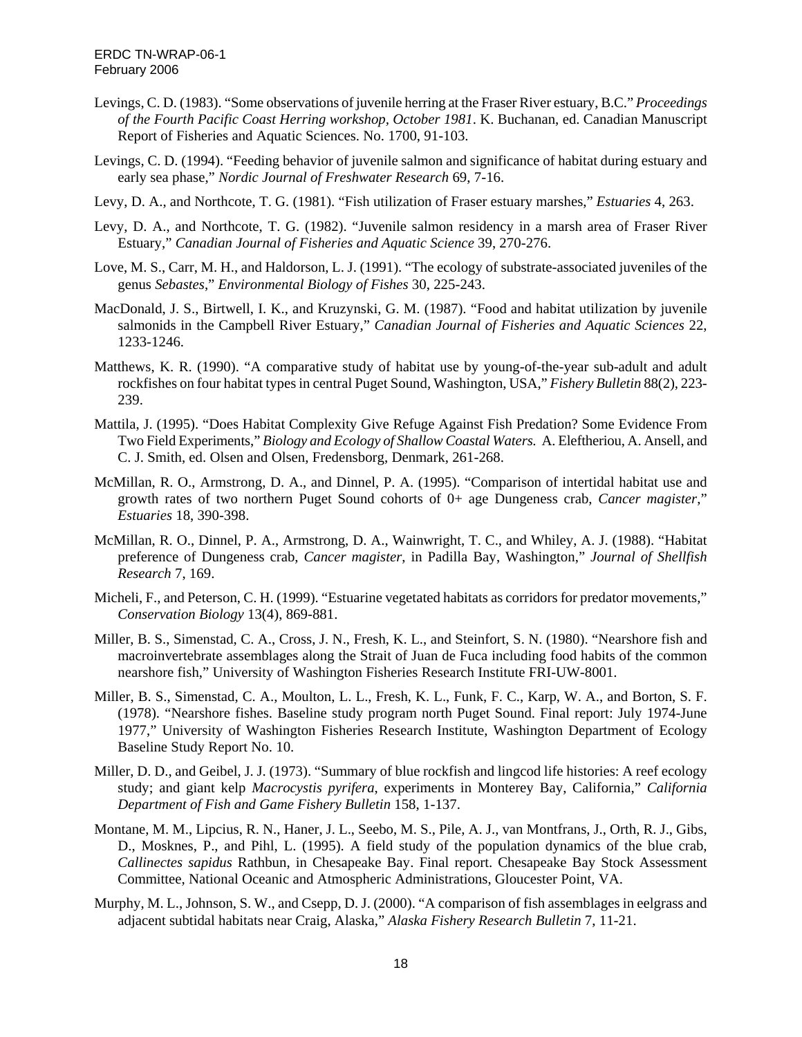Levings, C. D. (1983). "Some observations of juvenile herring at the Fraser River estuary, B.C." *Proceedings of the Fourth Pacific Coast Herring workshop, October 1981*. K. Buchanan, ed. Canadian Manuscript Report of Fisheries and Aquatic Sciences. No. 1700, 91-103.

Levings, C. D. (1994). "Feeding behavior of juvenile salmon and significance of habitat during estuary and early sea phase," *Nordic Journal of Freshwater Research* 69, 7-16.

Levy, D. A., and Northcote, T. G. (1981). "Fish utilization of Fraser estuary marshes," *Estuaries* 4, 263.

Levy, D. A., and Northcote, T. G. (1982). "Juvenile salmon residency in a marsh area of Fraser River Estuary," *Canadian Journal of Fisheries and Aquatic Science* 39, 270-276.

Love, M. S., Carr, M. H., and Haldorson, L. J. (1991). "The ecology of substrate-associated juveniles of the genus *Sebastes*," *Environmental Biology of Fishes* 30, 225-243.

MacDonald, J. S., Birtwell, I. K., and Kruzynski, G. M. (1987). "Food and habitat utilization by juvenile salmonids in the Campbell River Estuary," *Canadian Journal of Fisheries and Aquatic Sciences* 22, 1233-1246.

Matthews, K. R. (1990). "A comparative study of habitat use by young-of-the-year sub-adult and adult rockfishes on four habitat types in central Puget Sound, Washington, USA," *Fishery Bulletin* 88(2), 223-239.

Mattila, J. (1995). "Does Habitat Complexity Give Refuge Against Fish Predation? Some Evidence From Two Field Experiments," *Biology and Ecology of Shallow Coastal Waters.* A. Eleftheriou, A. Ansell, and C. J. Smith, ed. Olsen and Olsen, Fredensborg, Denmark, 261-268.

McMillan, R. O., Armstrong, D. A., and Dinnel, P. A. (1995). "Comparison of intertidal habitat use and growth rates of two northern Puget Sound cohorts of 0+ age Dungeness crab, *Cancer magister*," *Estuaries* 18, 390-398.

McMillan, R. O., Dinnel, P. A., Armstrong, D. A., Wainwright, T. C., and Whiley, A. J. (1988). "Habitat preference of Dungeness crab, *Cancer magister*, in Padilla Bay, Washington," *Journal of Shellfish Research* 7, 169.

Micheli, F., and Peterson, C. H. (1999). "Estuarine vegetated habitats as corridors for predator movements," *Conservation Biology* 13(4), 869-881.

Miller, B. S., Simenstad, C. A., Cross, J. N., Fresh, K. L., and Steinfort, S. N. (1980). "Nearshore fish and macroinvertebrate assemblages along the Strait of Juan de Fuca including food habits of the common nearshore fish," University of Washington Fisheries Research Institute FRI-UW-8001.

Miller, B. S., Simenstad, C. A., Moulton, L. L., Fresh, K. L., Funk, F. C., Karp, W. A., and Borton, S. F. (1978). "Nearshore fishes. Baseline study program north Puget Sound. Final report: July 1974-June 1977," University of Washington Fisheries Research Institute, Washington Department of Ecology Baseline Study Report No. 10.

Miller, D. D., and Geibel, J. J. (1973). "Summary of blue rockfish and lingcod life histories: A reef ecology study; and giant kelp *Macrocystis pyrifera*, experiments in Monterey Bay, California," *California Department of Fish and Game Fishery Bulletin* 158, 1-137.

Montane, M. M., Lipcius, R. N., Haner, J. L., Seebo, M. S., Pile, A. J., van Montfrans, J., Orth, R. J., Gibs, D., Mosknes, P., and Pihl, L. (1995). A field study of the population dynamics of the blue crab, *Callinectes sapidus* Rathbun, in Chesapeake Bay. Final report. Chesapeake Bay Stock Assessment Committee, National Oceanic and Atmospheric Administrations, Gloucester Point, VA.

Murphy, M. L., Johnson, S. W., and Csepp, D. J. (2000). "A comparison of fish assemblages in eelgrass and adjacent subtidal habitats near Craig, Alaska," *Alaska Fishery Research Bulletin* 7, 11-21.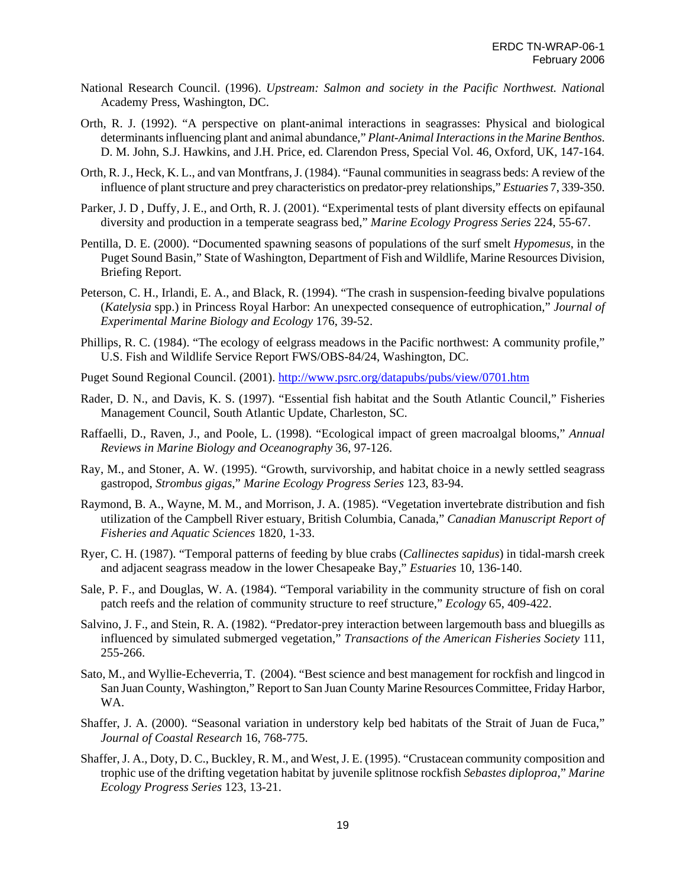National Research Council. (1996). *Upstream: Salmon and society in the Pacific Northwest. Nationa*l Academy Press, Washington, DC.

Orth, R. J. (1992). "A perspective on plant-animal interactions in seagrasses: Physical and biological determinants influencing plant and animal abundance," *Plant-Animal Interactions in the Marine Benthos*. D. M. John, S.J. Hawkins, and J.H. Price, ed. Clarendon Press, Special Vol. 46, Oxford, UK, 147-164.

Orth, R. J., Heck, K. L., and van Montfrans, J. (1984). "Faunal communities in seagrass beds: A review of the influence of plant structure and prey characteristics on predator-prey relationships," *Estuaries* 7, 339-350.

Parker, J. D , Duffy, J. E., and Orth, R. J. (2001). "Experimental tests of plant diversity effects on epifaunal diversity and production in a temperate seagrass bed," *Marine Ecology Progress Series* 224, 55-67.

Pentilla, D. E. (2000). "Documented spawning seasons of populations of the surf smelt *Hypomesus*, in the Puget Sound Basin," State of Washington, Department of Fish and Wildlife, Marine Resources Division, Briefing Report.

Peterson, C. H., Irlandi, E. A., and Black, R. (1994). "The crash in suspension-feeding bivalve populations (*Katelysia* spp.) in Princess Royal Harbor: An unexpected consequence of eutrophication," *Journal of Experimental Marine Biology and Ecology* 176, 39-52.

Phillips, R. C. (1984). "The ecology of eelgrass meadows in the Pacific northwest: A community profile," U.S. Fish and Wildlife Service Report FWS/OBS-84/24, Washington, DC.

Puget Sound Regional Council. (2001). http://www.psrc.org/datapubs/pubs/view/0701.htm

Rader, D. N., and Davis, K. S. (1997). "Essential fish habitat and the South Atlantic Council," Fisheries Management Council, South Atlantic Update, Charleston, SC.

Raffaelli, D., Raven, J., and Poole, L. (1998). "Ecological impact of green macroalgal blooms," *Annual Reviews in Marine Biology and Oceanography* 36, 97-126.

Ray, M., and Stoner, A. W. (1995). "Growth, survivorship, and habitat choice in a newly settled seagrass gastropod, *Strombus gigas*," *Marine Ecology Progress Series* 123, 83-94.

Raymond, B. A., Wayne, M. M., and Morrison, J. A. (1985). "Vegetation invertebrate distribution and fish utilization of the Campbell River estuary, British Columbia, Canada," *Canadian Manuscript Report of Fisheries and Aquatic Sciences* 1820, 1-33.

Ryer, C. H. (1987). "Temporal patterns of feeding by blue crabs (*Callinectes sapidus*) in tidal-marsh creek and adjacent seagrass meadow in the lower Chesapeake Bay," *Estuaries* 10, 136-140.

Sale, P. F., and Douglas, W. A. (1984). "Temporal variability in the community structure of fish on coral patch reefs and the relation of community structure to reef structure," *Ecology* 65, 409-422.

Salvino, J. F., and Stein, R. A. (1982). "Predator-prey interaction between largemouth bass and bluegills as influenced by simulated submerged vegetation," *Transactions of the American Fisheries Society* 111, 255-266.

Sato, M., and Wyllie-Echeverria, T. (2004). "Best science and best management for rockfish and lingcod in San Juan County, Washington," Report to San Juan County Marine Resources Committee, Friday Harbor, WA.

Shaffer, J. A. (2000). "Seasonal variation in understory kelp bed habitats of the Strait of Juan de Fuca," *Journal of Coastal Research* 16, 768-775.

Shaffer, J. A., Doty, D. C., Buckley, R. M., and West, J. E. (1995). "Crustacean community composition and trophic use of the drifting vegetation habitat by juvenile splitnose rockfish *Sebastes diploproa*," *Marine Ecology Progress Series* 123, 13-21.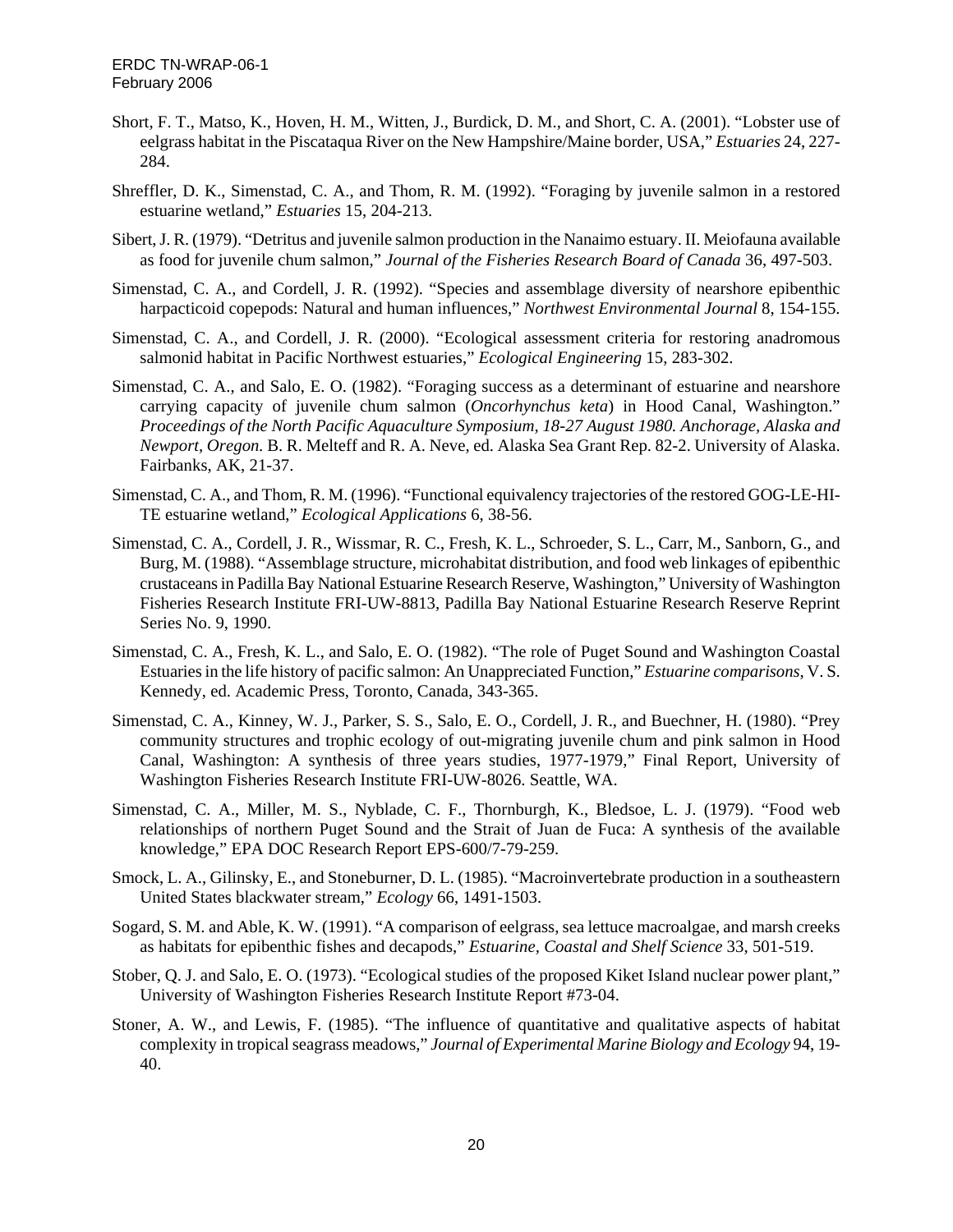Short, F. T., Matso, K., Hoven, H. M., Witten, J., Burdick, D. M., and Short, C. A. (2001). "Lobster use of eelgrass habitat in the Piscataqua River on the New Hampshire/Maine border, USA," *Estuaries* 24, 227-284.

Shreffler, D. K., Simenstad, C. A., and Thom, R. M. (1992). "Foraging by juvenile salmon in a restored estuarine wetland," *Estuaries* 15, 204-213.

Sibert, J. R. (1979). "Detritus and juvenile salmon production in the Nanaimo estuary. II. Meiofauna available as food for juvenile chum salmon," *Journal of the Fisheries Research Board of Canada* 36, 497-503.

Simenstad, C. A., and Cordell, J. R. (1992). "Species and assemblage diversity of nearshore epibenthic harpacticoid copepods: Natural and human influences," *Northwest Environmental Journal* 8, 154-155.

Simenstad, C. A., and Cordell, J. R. (2000). "Ecological assessment criteria for restoring anadromous salmonid habitat in Pacific Northwest estuaries," *Ecological Engineering* 15, 283-302.

Simenstad, C. A., and Salo, E. O. (1982). "Foraging success as a determinant of estuarine and nearshore carrying capacity of juvenile chum salmon (*Oncorhynchus keta*) in Hood Canal, Washington." *Proceedings of the North Pacific Aquaculture Symposium, 18-27 August 1980. Anchorage, Alaska and Newport, Oregon.* B. R. Melteff and R. A. Neve, ed. Alaska Sea Grant Rep. 82-2. University of Alaska. Fairbanks, AK, 21-37.

Simenstad, C. A., and Thom, R. M. (1996). "Functional equivalency trajectories of the restored GOG-LE-HI-TE estuarine wetland," *Ecological Applications* 6, 38-56.

Simenstad, C. A., Cordell, J. R., Wissmar, R. C., Fresh, K. L., Schroeder, S. L., Carr, M., Sanborn, G., and Burg, M. (1988). "Assemblage structure, microhabitat distribution, and food web linkages of epibenthic crustaceans in Padilla Bay National Estuarine Research Reserve, Washington," University of Washington Fisheries Research Institute FRI-UW-8813, Padilla Bay National Estuarine Research Reserve Reprint Series No. 9, 1990.

Simenstad, C. A., Fresh, K. L., and Salo, E. O. (1982). "The role of Puget Sound and Washington Coastal Estuaries in the life history of pacific salmon: An Unappreciated Function," *Estuarine comparisons,* V. S. Kennedy, ed. Academic Press, Toronto, Canada, 343-365.

Simenstad, C. A., Kinney, W. J., Parker, S. S., Salo, E. O., Cordell, J. R., and Buechner, H. (1980). "Prey community structures and trophic ecology of out-migrating juvenile chum and pink salmon in Hood Canal, Washington: A synthesis of three years studies, 1977-1979," Final Report, University of Washington Fisheries Research Institute FRI-UW-8026. Seattle, WA.

Simenstad, C. A., Miller, M. S., Nyblade, C. F., Thornburgh, K., Bledsoe, L. J. (1979). "Food web relationships of northern Puget Sound and the Strait of Juan de Fuca: A synthesis of the available knowledge," EPA DOC Research Report EPS-600/7-79-259.

Smock, L. A., Gilinsky, E., and Stoneburner, D. L. (1985). "Macroinvertebrate production in a southeastern United States blackwater stream," *Ecology* 66, 1491-1503.

Sogard, S. M. and Able, K. W. (1991). "A comparison of eelgrass, sea lettuce macroalgae, and marsh creeks as habitats for epibenthic fishes and decapods," *Estuarine, Coastal and Shelf Science* 33, 501-519.

Stober, Q. J. and Salo, E. O. (1973). "Ecological studies of the proposed Kiket Island nuclear power plant," University of Washington Fisheries Research Institute Report #73-04.

Stoner, A. W., and Lewis, F. (1985). "The influence of quantitative and qualitative aspects of habitat complexity in tropical seagrass meadows," *Journal of Experimental Marine Biology and Ecology* 94, 19-40.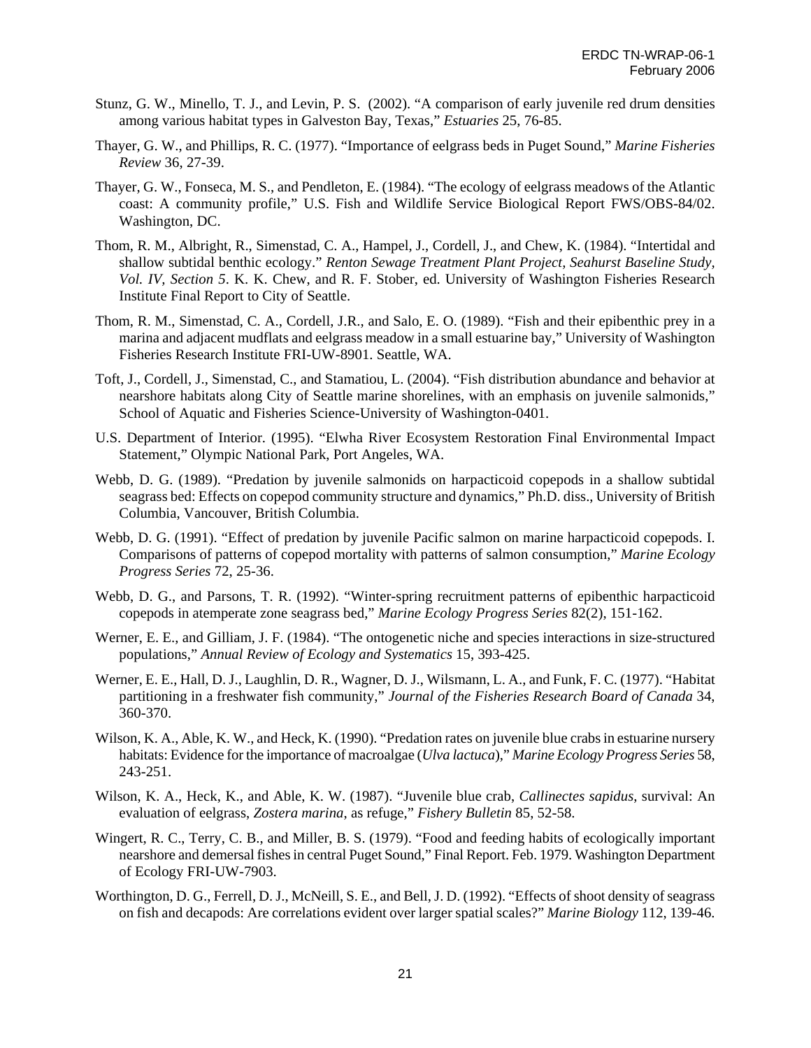Stunz, G. W., Minello, T. J., and Levin, P. S. (2002). "A comparison of early juvenile red drum densities among various habitat types in Galveston Bay, Texas," *Estuaries* 25, 76-85.

Thayer, G. W., and Phillips, R. C. (1977). "Importance of eelgrass beds in Puget Sound," *Marine Fisheries Review* 36, 27-39.

Thayer, G. W., Fonseca, M. S., and Pendleton, E. (1984). "The ecology of eelgrass meadows of the Atlantic coast: A community profile," U.S. Fish and Wildlife Service Biological Report FWS/OBS-84/02. Washington, DC.

Thom, R. M., Albright, R., Simenstad, C. A., Hampel, J., Cordell, J., and Chew, K. (1984). "Intertidal and shallow subtidal benthic ecology." *Renton Sewage Treatment Plant Project, Seahurst Baseline Study, Vol. IV, Section 5*. K. K. Chew, and R. F. Stober, ed. University of Washington Fisheries Research Institute Final Report to City of Seattle.

Thom, R. M., Simenstad, C. A., Cordell, J.R., and Salo, E. O. (1989). "Fish and their epibenthic prey in a marina and adjacent mudflats and eelgrass meadow in a small estuarine bay," University of Washington Fisheries Research Institute FRI-UW-8901. Seattle, WA.

Toft, J., Cordell, J., Simenstad, C., and Stamatiou, L. (2004). "Fish distribution abundance and behavior at nearshore habitats along City of Seattle marine shorelines, with an emphasis on juvenile salmonids," School of Aquatic and Fisheries Science-University of Washington-0401.

U.S. Department of Interior. (1995). "Elwha River Ecosystem Restoration Final Environmental Impact Statement," Olympic National Park, Port Angeles, WA.

Webb, D. G. (1989). "Predation by juvenile salmonids on harpacticoid copepods in a shallow subtidal seagrass bed: Effects on copepod community structure and dynamics," Ph.D. diss., University of British Columbia, Vancouver, British Columbia.

Webb, D. G. (1991). "Effect of predation by juvenile Pacific salmon on marine harpacticoid copepods. I. Comparisons of patterns of copepod mortality with patterns of salmon consumption," *Marine Ecology Progress Series* 72, 25-36.

Webb, D. G., and Parsons, T. R. (1992). "Winter-spring recruitment patterns of epibenthic harpacticoid copepods in atemperate zone seagrass bed," *Marine Ecology Progress Series* 82(2), 151-162.

Werner, E. E., and Gilliam, J. F. (1984). "The ontogenetic niche and species interactions in size-structured populations," *Annual Review of Ecology and Systematics* 15, 393-425.

Werner, E. E., Hall, D. J., Laughlin, D. R., Wagner, D. J., Wilsmann, L. A., and Funk, F. C. (1977). "Habitat partitioning in a freshwater fish community," *Journal of the Fisheries Research Board of Canada* 34, 360-370.

Wilson, K. A., Able, K. W., and Heck, K. (1990). "Predation rates on juvenile blue crabs in estuarine nursery habitats: Evidence for the importance of macroalgae (*Ulva lactuca*)," *Marine Ecology Progress Series* 58, 243-251.

Wilson, K. A., Heck, K., and Able, K. W. (1987). "Juvenile blue crab, *Callinectes sapidus*, survival: An evaluation of eelgrass, *Zostera marina*, as refuge," *Fishery Bulletin* 85, 52-58.

Wingert, R. C., Terry, C. B., and Miller, B. S. (1979). "Food and feeding habits of ecologically important nearshore and demersal fishes in central Puget Sound," Final Report. Feb. 1979. Washington Department of Ecology FRI-UW-7903.

Worthington, D. G., Ferrell, D. J., McNeill, S. E., and Bell, J. D. (1992). "Effects of shoot density of seagrass on fish and decapods: Are correlations evident over larger spatial scales?" *Marine Biology* 112, 139-46.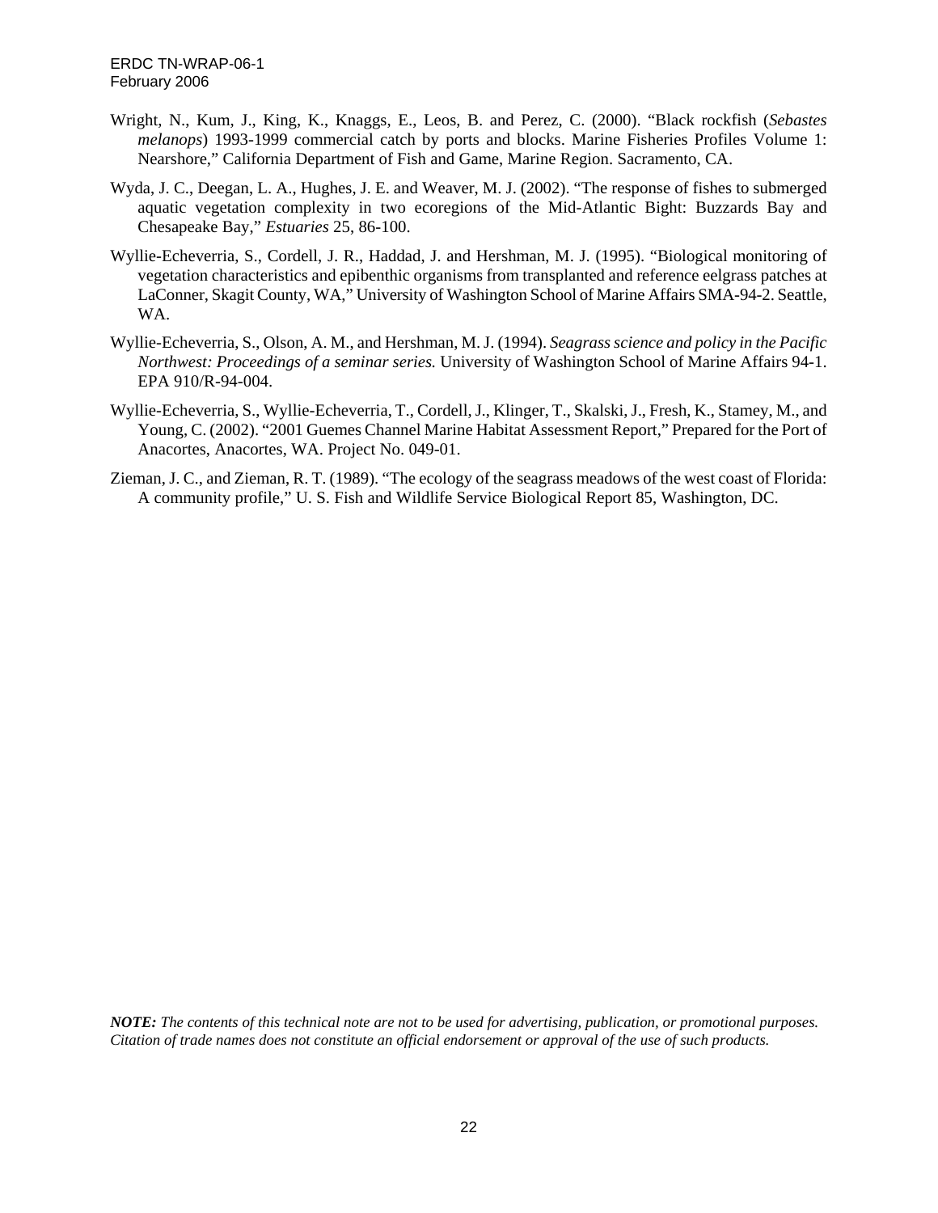Wright, N., Kum, J., King, K., Knaggs, E., Leos, B. and Perez, C. (2000). "Black rockfish (*Sebastes melanops*) 1993-1999 commercial catch by ports and blocks. Marine Fisheries Profiles Volume 1: Nearshore," California Department of Fish and Game, Marine Region. Sacramento, CA.

Wyda, J. C., Deegan, L. A., Hughes, J. E. and Weaver, M. J. (2002). "The response of fishes to submerged aquatic vegetation complexity in two ecoregions of the Mid-Atlantic Bight: Buzzards Bay and Chesapeake Bay," *Estuaries* 25, 86-100.

Wyllie-Echeverria, S., Cordell, J. R., Haddad, J. and Hershman, M. J. (1995). "Biological monitoring of vegetation characteristics and epibenthic organisms from transplanted and reference eelgrass patches at LaConner, Skagit County, WA," University of Washington School of Marine Affairs SMA-94-2. Seattle, WA.

Wyllie-Echeverria, S., Olson, A. M., and Hershman, M. J. (1994). *Seagrass science and policy in the Pacific Northwest: Proceedings of a seminar series.* University of Washington School of Marine Affairs 94-1. EPA 910/R-94-004.

Wyllie-Echeverria, S., Wyllie-Echeverria, T., Cordell, J., Klinger, T., Skalski, J., Fresh, K., Stamey, M., and Young, C. (2002). "2001 Guemes Channel Marine Habitat Assessment Report," Prepared for the Port of Anacortes, Anacortes, WA. Project No. 049-01.

Zieman, J. C., and Zieman, R. T. (1989). "The ecology of the seagrass meadows of the west coast of Florida: A community profile," U. S. Fish and Wildlife Service Biological Report 85, Washington, DC.

***NOTE:*** *The contents of this technical note are not to be used for advertising, publication, or promotional purposes. Citation of trade names does not constitute an official endorsement or approval of the use of such products.*